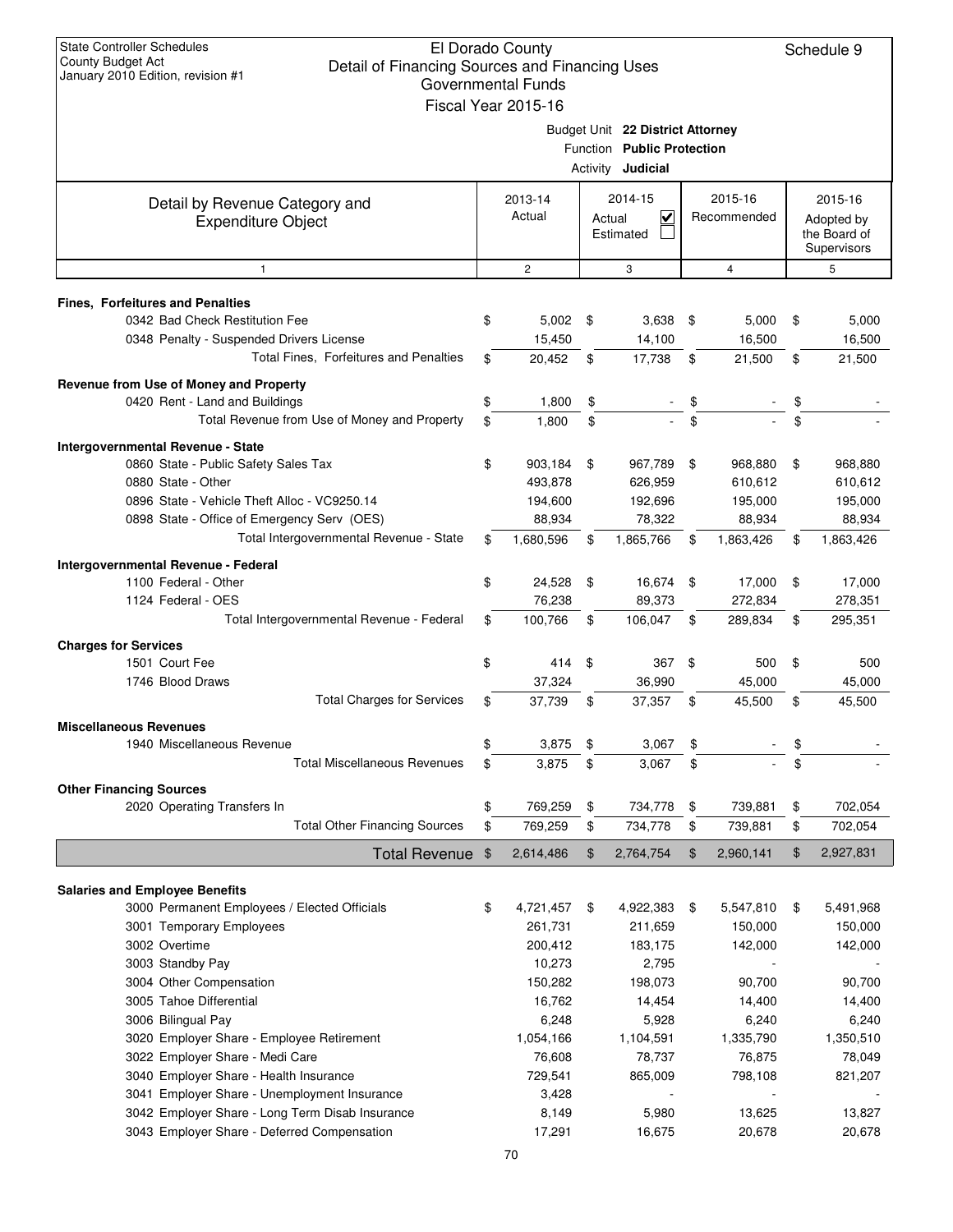State Controller Schedules
County Budget Act
January 2010 Edition, revision #1

# El Dorado County
## Detail of Financing Sources and Financing Uses
### Governmental Funds
### Fiscal Year 2015-16

Schedule 9

Budget Unit **22 District Attorney**
Function **Public Protection**
Activity **Judicial**

| Detail by Revenue Category and Expenditure Object | 2013-14 Actual | 2014-15 Actual ☑ Estimated ☐ | 2015-16 Recommended | 2015-16 Adopted by the Board of Supervisors |
|---|---|---|---|---|
| 1 | 2 | 3 | 4 | 5 |
| **Fines, Forfeitures and Penalties** | | | | |
| 0342 Bad Check Restitution Fee | $ 5,002 | $ 3,638 | $ 5,000 | $ 5,000 |
| 0348 Penalty - Suspended Drivers License | 15,450 | 14,100 | 16,500 | 16,500 |
| Total Fines, Forfeitures and Penalties | $ 20,452 | $ 17,738 | $ 21,500 | $ 21,500 |
| **Revenue from Use of Money and Property** | | | | |
| 0420 Rent - Land and Buildings | $ 1,800 | $ - | $ - | $ - |
| Total Revenue from Use of Money and Property | $ 1,800 | $ - | $ - | $ - |
| **Intergovernmental Revenue - State** | | | | |
| 0860 State - Public Safety Sales Tax | $ 903,184 | $ 967,789 | $ 968,880 | $ 968,880 |
| 0880 State - Other | 493,878 | 626,959 | 610,612 | 610,612 |
| 0896 State - Vehicle Theft Alloc - VC9250.14 | 194,600 | 192,696 | 195,000 | 195,000 |
| 0898 State - Office of Emergency Serv (OES) | 88,934 | 78,322 | 88,934 | 88,934 |
| Total Intergovernmental Revenue - State | $ 1,680,596 | $ 1,865,766 | $ 1,863,426 | $ 1,863,426 |
| **Intergovernmental Revenue - Federal** | | | | |
| 1100 Federal - Other | $ 24,528 | $ 16,674 | $ 17,000 | $ 17,000 |
| 1124 Federal - OES | 76,238 | 89,373 | 272,834 | 278,351 |
| Total Intergovernmental Revenue - Federal | $ 100,766 | $ 106,047 | $ 289,834 | $ 295,351 |
| **Charges for Services** | | | | |
| 1501 Court Fee | $ 414 | $ 367 | $ 500 | $ 500 |
| 1746 Blood Draws | 37,324 | 36,990 | 45,000 | 45,000 |
| Total Charges for Services | $ 37,739 | $ 37,357 | $ 45,500 | $ 45,500 |
| **Miscellaneous Revenues** | | | | |
| 1940 Miscellaneous Revenue | $ 3,875 | $ 3,067 | $ - | $ - |
| Total Miscellaneous Revenues | $ 3,875 | $ 3,067 | $ - | $ - |
| **Other Financing Sources** | | | | |
| 2020 Operating Transfers In | $ 769,259 | $ 734,778 | $ 739,881 | $ 702,054 |
| Total Other Financing Sources | $ 769,259 | $ 734,778 | $ 739,881 | $ 702,054 |
| **Total Revenue** | $ 2,614,486 | $ 2,764,754 | $ 2,960,141 | $ 2,927,831 |
| **Salaries and Employee Benefits** | | | | |
| 3000 Permanent Employees / Elected Officials | $ 4,721,457 | $ 4,922,383 | $ 5,547,810 | $ 5,491,968 |
| 3001 Temporary Employees | 261,731 | 211,659 | 150,000 | 150,000 |
| 3002 Overtime | 200,412 | 183,175 | 142,000 | 142,000 |
| 3003 Standby Pay | 10,273 | 2,795 | - | - |
| 3004 Other Compensation | 150,282 | 198,073 | 90,700 | 90,700 |
| 3005 Tahoe Differential | 16,762 | 14,454 | 14,400 | 14,400 |
| 3006 Bilingual Pay | 6,248 | 5,928 | 6,240 | 6,240 |
| 3020 Employer Share - Employee Retirement | 1,054,166 | 1,104,591 | 1,335,790 | 1,350,510 |
| 3022 Employer Share - Medi Care | 76,608 | 78,737 | 76,875 | 78,049 |
| 3040 Employer Share - Health Insurance | 729,541 | 865,009 | 798,108 | 821,207 |
| 3041 Employer Share - Unemployment Insurance | 3,428 | - | - | - |
| 3042 Employer Share - Long Term Disab Insurance | 8,149 | 5,980 | 13,625 | 13,827 |
| 3043 Employer Share - Deferred Compensation | 17,291 | 16,675 | 20,678 | 20,678 |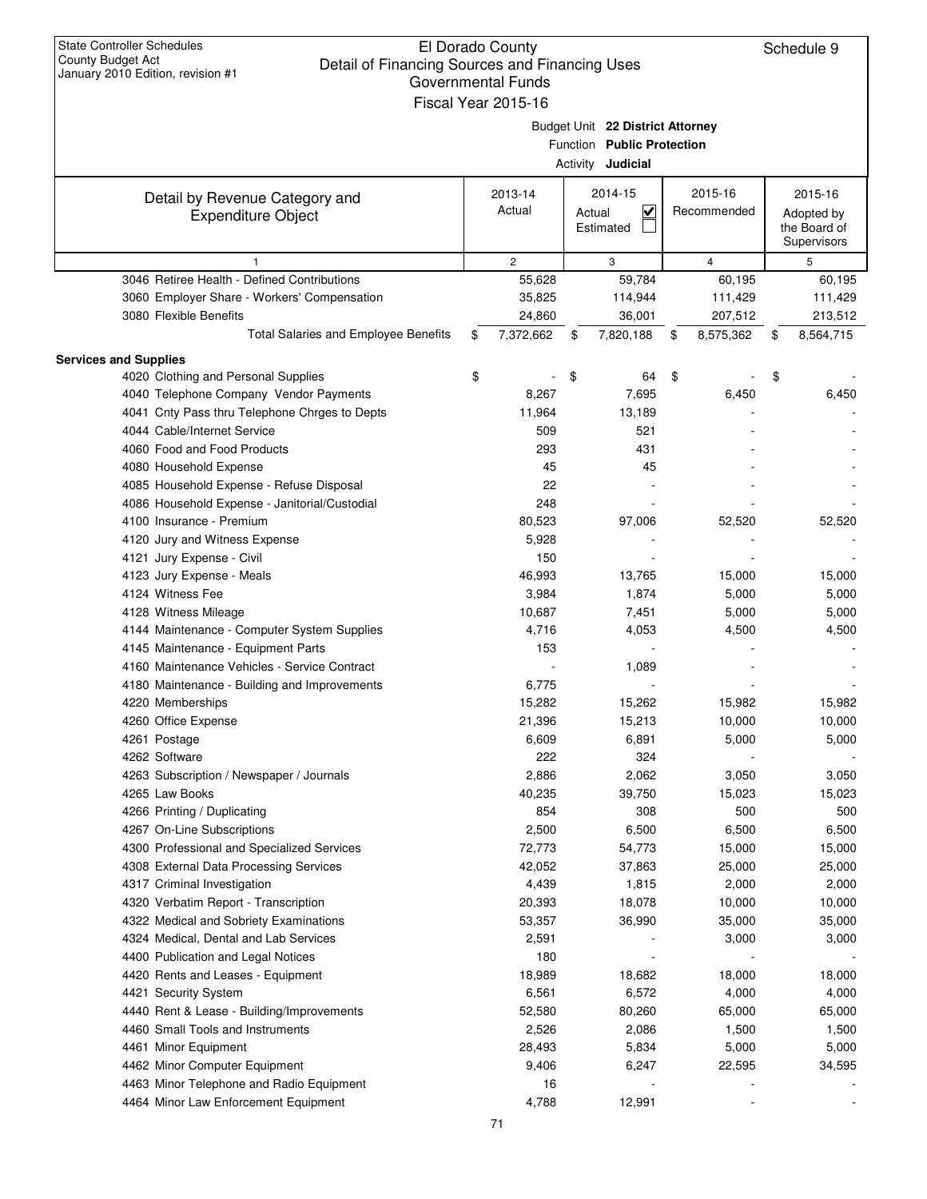State Controller Schedules
County Budget Act
January 2010 Edition, revision #1

# El Dorado County
## Detail of Financing Sources and Financing Uses
### Governmental Funds
### Fiscal Year 2015-16

Schedule 9

Budget Unit **22 District Attorney**
Function **Public Protection**
Activity **Judicial**

| Detail by Revenue Category and Expenditure Object | 2013-14 Actual | 2014-15 Actual ☑ Estimated ☐ | 2015-16 Recommended | 2015-16 Adopted by the Board of Supervisors |
|---|---|---|---|---|
| 1 | 2 | 3 | 4 | 5 |
| 3046 Retiree Health - Defined Contributions | 55,628 | 59,784 | 60,195 | 60,195 |
| 3060 Employer Share - Workers' Compensation | 35,825 | 114,944 | 111,429 | 111,429 |
| 3080 Flexible Benefits | 24,860 | 36,001 | 207,512 | 213,512 |
| Total Salaries and Employee Benefits | $ 7,372,662 | $ 7,820,188 | $ 8,575,362 | $ 8,564,715 |
| **Services and Supplies** | | | | |
| 4020 Clothing and Personal Supplies | $ - | $ 64 | $ - | $ - |
| 4040 Telephone Company Vendor Payments | 8,267 | 7,695 | 6,450 | 6,450 |
| 4041 Cnty Pass thru Telephone Chrges to Depts | 11,964 | 13,189 | - | - |
| 4044 Cable/Internet Service | 509 | 521 | - | - |
| 4060 Food and Food Products | 293 | 431 | - | - |
| 4080 Household Expense | 45 | 45 | - | - |
| 4085 Household Expense - Refuse Disposal | 22 | - | - | - |
| 4086 Household Expense - Janitorial/Custodial | 248 | - | - | - |
| 4100 Insurance - Premium | 80,523 | 97,006 | 52,520 | 52,520 |
| 4120 Jury and Witness Expense | 5,928 | - | - | - |
| 4121 Jury Expense - Civil | 150 | - | - | - |
| 4123 Jury Expense - Meals | 46,993 | 13,765 | 15,000 | 15,000 |
| 4124 Witness Fee | 3,984 | 1,874 | 5,000 | 5,000 |
| 4128 Witness Mileage | 10,687 | 7,451 | 5,000 | 5,000 |
| 4144 Maintenance - Computer System Supplies | 4,716 | 4,053 | 4,500 | 4,500 |
| 4145 Maintenance - Equipment Parts | 153 | - | - | - |
| 4160 Maintenance Vehicles - Service Contract | - | 1,089 | - | - |
| 4180 Maintenance - Building and Improvements | 6,775 | - | - | - |
| 4220 Memberships | 15,282 | 15,262 | 15,982 | 15,982 |
| 4260 Office Expense | 21,396 | 15,213 | 10,000 | 10,000 |
| 4261 Postage | 6,609 | 6,891 | 5,000 | 5,000 |
| 4262 Software | 222 | 324 | - | - |
| 4263 Subscription / Newspaper / Journals | 2,886 | 2,062 | 3,050 | 3,050 |
| 4265 Law Books | 40,235 | 39,750 | 15,023 | 15,023 |
| 4266 Printing / Duplicating | 854 | 308 | 500 | 500 |
| 4267 On-Line Subscriptions | 2,500 | 6,500 | 6,500 | 6,500 |
| 4300 Professional and Specialized Services | 72,773 | 54,773 | 15,000 | 15,000 |
| 4308 External Data Processing Services | 42,052 | 37,863 | 25,000 | 25,000 |
| 4317 Criminal Investigation | 4,439 | 1,815 | 2,000 | 2,000 |
| 4320 Verbatim Report - Transcription | 20,393 | 18,078 | 10,000 | 10,000 |
| 4322 Medical and Sobriety Examinations | 53,357 | 36,990 | 35,000 | 35,000 |
| 4324 Medical, Dental and Lab Services | 2,591 | - | 3,000 | 3,000 |
| 4400 Publication and Legal Notices | 180 | - | - | - |
| 4420 Rents and Leases - Equipment | 18,989 | 18,682 | 18,000 | 18,000 |
| 4421 Security System | 6,561 | 6,572 | 4,000 | 4,000 |
| 4440 Rent & Lease - Building/Improvements | 52,580 | 80,260 | 65,000 | 65,000 |
| 4460 Small Tools and Instruments | 2,526 | 2,086 | 1,500 | 1,500 |
| 4461 Minor Equipment | 28,493 | 5,834 | 5,000 | 5,000 |
| 4462 Minor Computer Equipment | 9,406 | 6,247 | 22,595 | 34,595 |
| 4463 Minor Telephone and Radio Equipment | 16 | - | - | - |
| 4464 Minor Law Enforcement Equipment | 4,788 | 12,991 | - | - |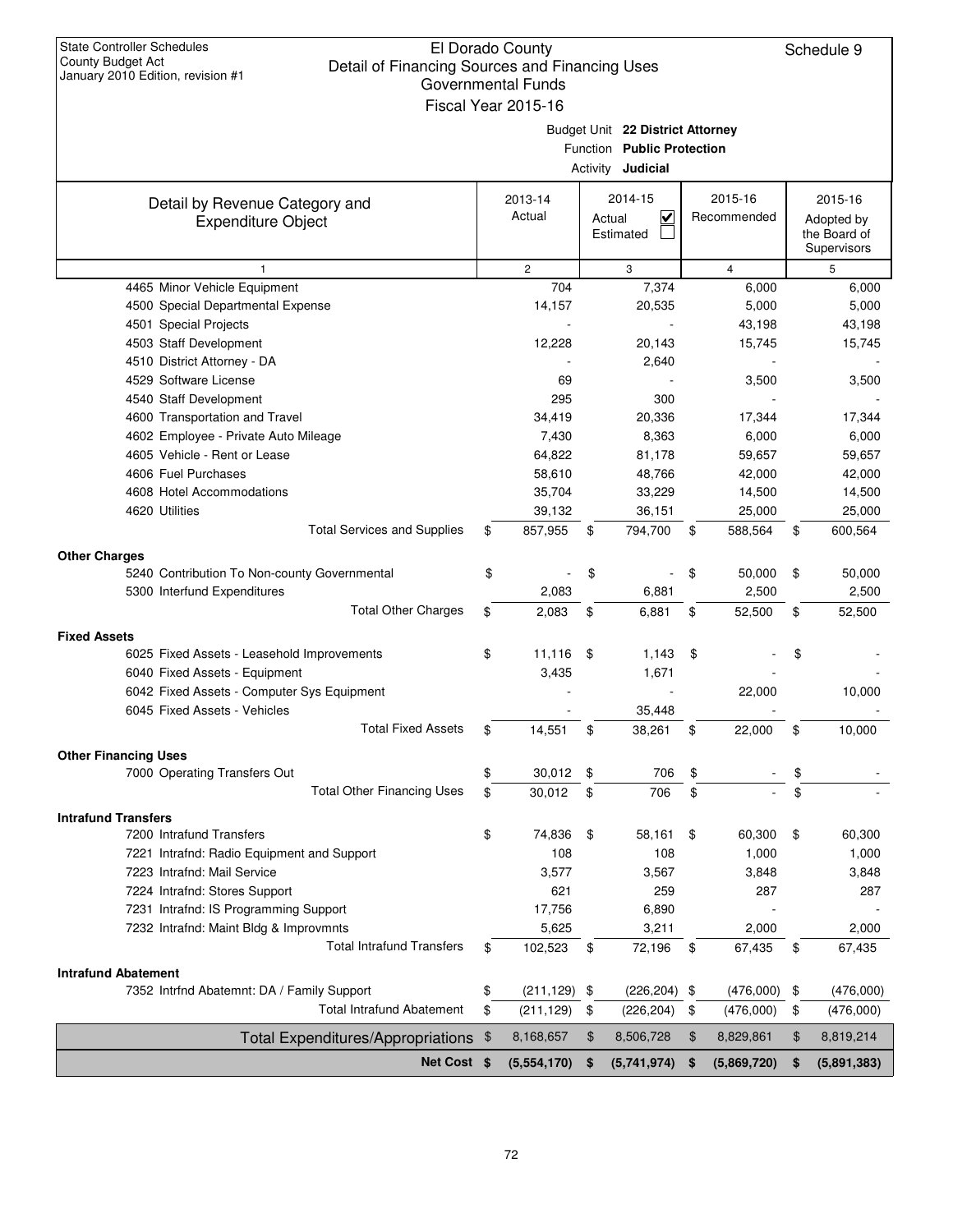State Controller Schedules
County Budget Act
January 2010 Edition, revision #1

# El Dorado County
## Detail of Financing Sources and Financing Uses
### Governmental Funds
### Fiscal Year 2015-16

Schedule 9

Budget Unit **22 District Attorney**
Function **Public Protection**
Activity **Judicial**

| Detail by Revenue Category and Expenditure Object | 2013-14 Actual | 2014-15 Actual ☑ Estimated ☐ | 2015-16 Recommended | 2015-16 Adopted by the Board of Supervisors |
|---|---|---|---|---|
| 1 | 2 | 3 | 4 | 5 |
| 4465 Minor Vehicle Equipment | 704 | 7,374 | 6,000 | 6,000 |
| 4500 Special Departmental Expense | 14,157 | 20,535 | 5,000 | 5,000 |
| 4501 Special Projects | - | - | 43,198 | 43,198 |
| 4503 Staff Development | 12,228 | 20,143 | 15,745 | 15,745 |
| 4510 District Attorney - DA | - | 2,640 | - | - |
| 4529 Software License | 69 | - | 3,500 | 3,500 |
| 4540 Staff Development | 295 | 300 | - | - |
| 4600 Transportation and Travel | 34,419 | 20,336 | 17,344 | 17,344 |
| 4602 Employee - Private Auto Mileage | 7,430 | 8,363 | 6,000 | 6,000 |
| 4605 Vehicle - Rent or Lease | 64,822 | 81,178 | 59,657 | 59,657 |
| 4606 Fuel Purchases | 58,610 | 48,766 | 42,000 | 42,000 |
| 4608 Hotel Accommodations | 35,704 | 33,229 | 14,500 | 14,500 |
| 4620 Utilities | 39,132 | 36,151 | 25,000 | 25,000 |
| Total Services and Supplies | $ 857,955 | $ 794,700 | $ 588,564 | $ 600,564 |
| **Other Charges** | | | | |
| 5240 Contribution To Non-county Governmental | $ - | $ - | $ 50,000 | $ 50,000 |
| 5300 Interfund Expenditures | 2,083 | 6,881 | 2,500 | 2,500 |
| Total Other Charges | $ 2,083 | $ 6,881 | $ 52,500 | $ 52,500 |
| **Fixed Assets** | | | | |
| 6025 Fixed Assets - Leasehold Improvements | $ 11,116 | $ 1,143 | $ - | $ - |
| 6040 Fixed Assets - Equipment | 3,435 | 1,671 | - | - |
| 6042 Fixed Assets - Computer Sys Equipment | - | - | 22,000 | 10,000 |
| 6045 Fixed Assets - Vehicles | - | 35,448 | - | - |
| Total Fixed Assets | $ 14,551 | $ 38,261 | $ 22,000 | $ 10,000 |
| **Other Financing Uses** | | | | |
| 7000 Operating Transfers Out | $ 30,012 | $ 706 | $ - | $ - |
| Total Other Financing Uses | $ 30,012 | $ 706 | $ - | $ - |
| **Intrafund Transfers** | | | | |
| 7200 Intrafund Transfers | $ 74,836 | $ 58,161 | $ 60,300 | $ 60,300 |
| 7221 Intrafnd: Radio Equipment and Support | 108 | 108 | 1,000 | 1,000 |
| 7223 Intrafnd: Mail Service | 3,577 | 3,567 | 3,848 | 3,848 |
| 7224 Intrafnd: Stores Support | 621 | 259 | 287 | 287 |
| 7231 Intrafnd: IS Programming Support | 17,756 | 6,890 | - | - |
| 7232 Intrafnd: Maint Bldg & Improvmnts | 5,625 | 3,211 | 2,000 | 2,000 |
| Total Intrafund Transfers | $ 102,523 | $ 72,196 | $ 67,435 | $ 67,435 |
| **Intrafund Abatement** | | | | |
| 7352 Intrfnd Abatemnt: DA / Family Support | $ (211,129) | $ (226,204) | $ (476,000) | $ (476,000) |
| Total Intrafund Abatement | $ (211,129) | $ (226,204) | $ (476,000) | $ (476,000) |
| Total Expenditures/Appropriations | $ 8,168,657 | $ 8,506,728 | $ 8,829,861 | $ 8,819,214 |
| **Net Cost** | **$ (5,554,170)** | **$ (5,741,974)** | **$ (5,869,720)** | **$ (5,891,383)** |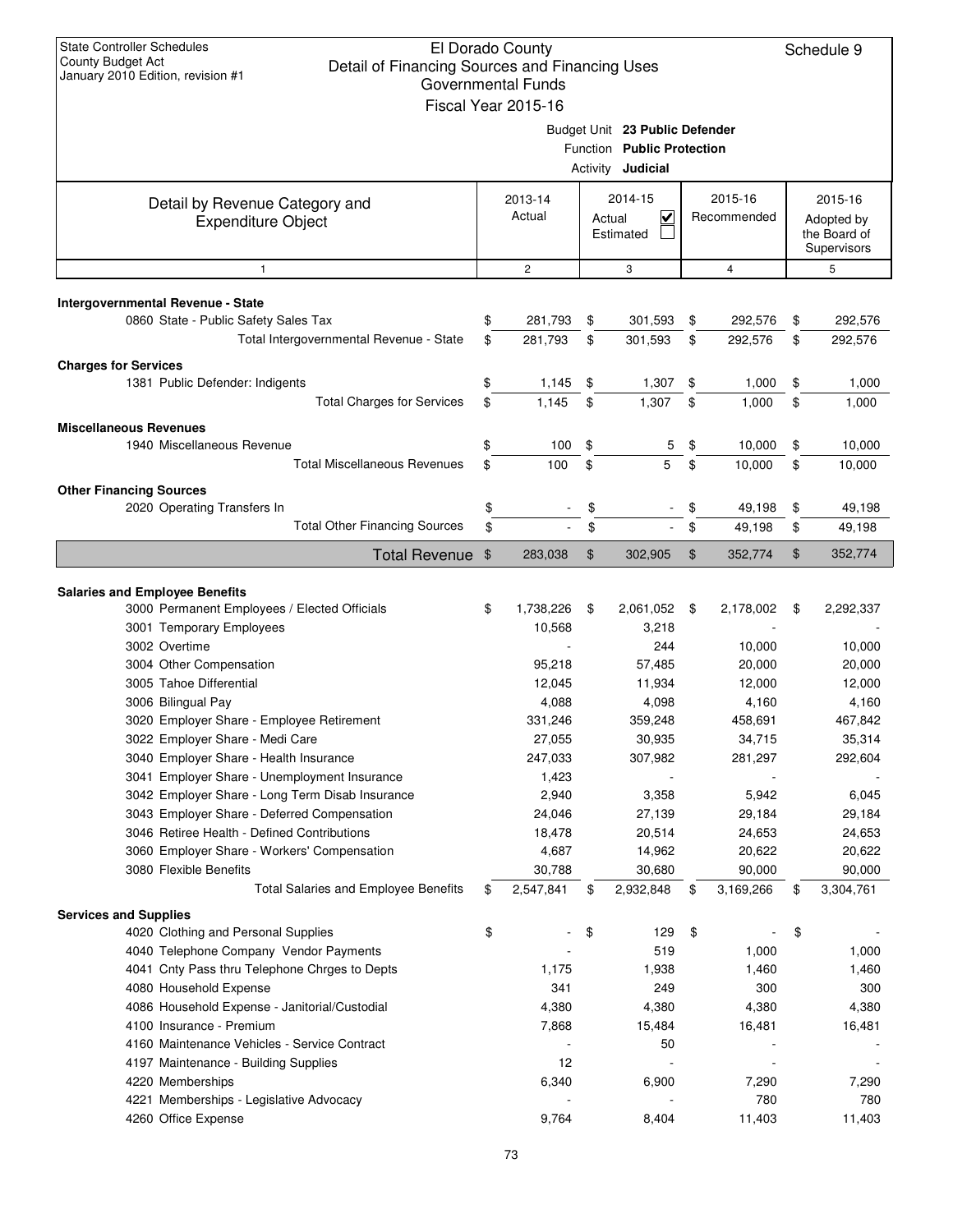State Controller Schedules
County Budget Act
January 2010 Edition, revision #1

# El Dorado County
## Detail of Financing Sources and Financing Uses
### Governmental Funds
### Fiscal Year 2015-16

Schedule 9

Budget Unit **23 Public Defender**
Function **Public Protection**
Activity **Judicial**

| Detail by Revenue Category and Expenditure Object | 2013-14 Actual | 2014-15 Actual ☑ Estimated ☐ | 2015-16 Recommended | 2015-16 Adopted by the Board of Supervisors |
|---|---|---|---|---|
| 1 | 2 | 3 | 4 | 5 |
| **Intergovernmental Revenue - State** | | | | |
| 0860 State - Public Safety Sales Tax | $ 281,793 | $ 301,593 | $ 292,576 | $ 292,576 |
| Total Intergovernmental Revenue - State | $ 281,793 | $ 301,593 | $ 292,576 | $ 292,576 |
| **Charges for Services** | | | | |
| 1381 Public Defender: Indigents | $ 1,145 | $ 1,307 | $ 1,000 | $ 1,000 |
| Total Charges for Services | $ 1,145 | $ 1,307 | $ 1,000 | $ 1,000 |
| **Miscellaneous Revenues** | | | | |
| 1940 Miscellaneous Revenue | $ 100 | $ 5 | $ 10,000 | $ 10,000 |
| Total Miscellaneous Revenues | $ 100 | $ 5 | $ 10,000 | $ 10,000 |
| **Other Financing Sources** | | | | |
| 2020 Operating Transfers In | $ - | $ - | $ 49,198 | $ 49,198 |
| Total Other Financing Sources | $ - | $ - | $ 49,198 | $ 49,198 |
| **Total Revenue** | $ 283,038 | $ 302,905 | $ 352,774 | $ 352,774 |
| **Salaries and Employee Benefits** | | | | |
| 3000 Permanent Employees / Elected Officials | $ 1,738,226 | $ 2,061,052 | $ 2,178,002 | $ 2,292,337 |
| 3001 Temporary Employees | 10,568 | 3,218 | - | - |
| 3002 Overtime | - | 244 | 10,000 | 10,000 |
| 3004 Other Compensation | 95,218 | 57,485 | 20,000 | 20,000 |
| 3005 Tahoe Differential | 12,045 | 11,934 | 12,000 | 12,000 |
| 3006 Bilingual Pay | 4,088 | 4,098 | 4,160 | 4,160 |
| 3020 Employer Share - Employee Retirement | 331,246 | 359,248 | 458,691 | 467,842 |
| 3022 Employer Share - Medi Care | 27,055 | 30,935 | 34,715 | 35,314 |
| 3040 Employer Share - Health Insurance | 247,033 | 307,982 | 281,297 | 292,604 |
| 3041 Employer Share - Unemployment Insurance | 1,423 | - | - | - |
| 3042 Employer Share - Long Term Disab Insurance | 2,940 | 3,358 | 5,942 | 6,045 |
| 3043 Employer Share - Deferred Compensation | 24,046 | 27,139 | 29,184 | 29,184 |
| 3046 Retiree Health - Defined Contributions | 18,478 | 20,514 | 24,653 | 24,653 |
| 3060 Employer Share - Workers' Compensation | 4,687 | 14,962 | 20,622 | 20,622 |
| 3080 Flexible Benefits | 30,788 | 30,680 | 90,000 | 90,000 |
| Total Salaries and Employee Benefits | $ 2,547,841 | $ 2,932,848 | $ 3,169,266 | $ 3,304,761 |
| **Services and Supplies** | | | | |
| 4020 Clothing and Personal Supplies | $ - | $ 129 | $ - | $ - |
| 4040 Telephone Company Vendor Payments | - | 519 | 1,000 | 1,000 |
| 4041 Cnty Pass thru Telephone Chrges to Depts | 1,175 | 1,938 | 1,460 | 1,460 |
| 4080 Household Expense | 341 | 249 | 300 | 300 |
| 4086 Household Expense - Janitorial/Custodial | 4,380 | 4,380 | 4,380 | 4,380 |
| 4100 Insurance - Premium | 7,868 | 15,484 | 16,481 | 16,481 |
| 4160 Maintenance Vehicles - Service Contract | - | 50 | - | - |
| 4197 Maintenance - Building Supplies | 12 | - | - | - |
| 4220 Memberships | 6,340 | 6,900 | 7,290 | 7,290 |
| 4221 Memberships - Legislative Advocacy | - | - | 780 | 780 |
| 4260 Office Expense | 9,764 | 8,404 | 11,403 | 11,403 |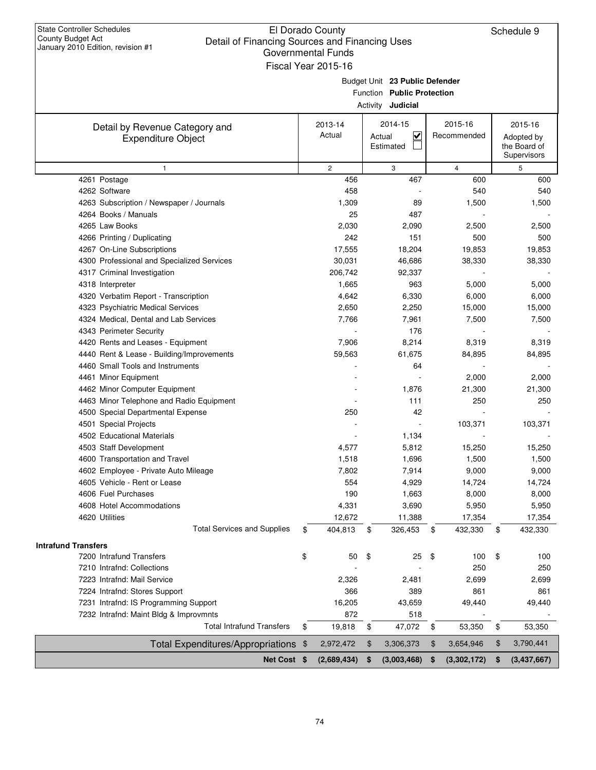State Controller Schedules
County Budget Act
January 2010 Edition, revision #1

# El Dorado County
## Detail of Financing Sources and Financing Uses
### Governmental Funds
### Fiscal Year 2015-16

Schedule 9

Budget Unit **23 Public Defender**
Function **Public Protection**
Activity **Judicial**

| Detail by Revenue Category and Expenditure Object | 2013-14 Actual | 2014-15 Actual ☑ Estimated ☐ | 2015-16 Recommended | 2015-16 Adopted by the Board of Supervisors |
|---|---|---|---|---|
| 1 | 2 | 3 | 4 | 5 |
| 4261 Postage | 456 | 467 | 600 | 600 |
| 4262 Software | 458 | - | 540 | 540 |
| 4263 Subscription / Newspaper / Journals | 1,309 | 89 | 1,500 | 1,500 |
| 4264 Books / Manuals | 25 | 487 | - | - |
| 4265 Law Books | 2,030 | 2,090 | 2,500 | 2,500 |
| 4266 Printing / Duplicating | 242 | 151 | 500 | 500 |
| 4267 On-Line Subscriptions | 17,555 | 18,204 | 19,853 | 19,853 |
| 4300 Professional and Specialized Services | 30,031 | 46,686 | 38,330 | 38,330 |
| 4317 Criminal Investigation | 206,742 | 92,337 | - | - |
| 4318 Interpreter | 1,665 | 963 | 5,000 | 5,000 |
| 4320 Verbatim Report - Transcription | 4,642 | 6,330 | 6,000 | 6,000 |
| 4323 Psychiatric Medical Services | 2,650 | 2,250 | 15,000 | 15,000 |
| 4324 Medical, Dental and Lab Services | 7,766 | 7,961 | 7,500 | 7,500 |
| 4343 Perimeter Security | - | 176 | - | - |
| 4420 Rents and Leases - Equipment | 7,906 | 8,214 | 8,319 | 8,319 |
| 4440 Rent & Lease - Building/Improvements | 59,563 | 61,675 | 84,895 | 84,895 |
| 4460 Small Tools and Instruments | - | 64 | - | - |
| 4461 Minor Equipment | - | - | 2,000 | 2,000 |
| 4462 Minor Computer Equipment | - | 1,876 | 21,300 | 21,300 |
| 4463 Minor Telephone and Radio Equipment | - | 111 | 250 | 250 |
| 4500 Special Departmental Expense | 250 | 42 | - | - |
| 4501 Special Projects | - | - | 103,371 | 103,371 |
| 4502 Educational Materials | - | 1,134 | - | - |
| 4503 Staff Development | 4,577 | 5,812 | 15,250 | 15,250 |
| 4600 Transportation and Travel | 1,518 | 1,696 | 1,500 | 1,500 |
| 4602 Employee - Private Auto Mileage | 7,802 | 7,914 | 9,000 | 9,000 |
| 4605 Vehicle - Rent or Lease | 554 | 4,929 | 14,724 | 14,724 |
| 4606 Fuel Purchases | 190 | 1,663 | 8,000 | 8,000 |
| 4608 Hotel Accommodations | 4,331 | 3,690 | 5,950 | 5,950 |
| 4620 Utilities | 12,672 | 11,388 | 17,354 | 17,354 |
| Total Services and Supplies | $ 404,813 | $ 326,453 | $ 432,330 | $ 432,330 |
| **Intrafund Transfers** | | | | |
| 7200 Intrafund Transfers | $ 50 | $ 25 | $ 100 | $ 100 |
| 7210 Intrafnd: Collections | - | - | 250 | 250 |
| 7223 Intrafnd: Mail Service | 2,326 | 2,481 | 2,699 | 2,699 |
| 7224 Intrafnd: Stores Support | 366 | 389 | 861 | 861 |
| 7231 Intrafnd: IS Programming Support | 16,205 | 43,659 | 49,440 | 49,440 |
| 7232 Intrafnd: Maint Bldg & Improvmnts | 872 | 518 | - | - |
| Total Intrafund Transfers | $ 19,818 | $ 47,072 | $ 53,350 | $ 53,350 |
| Total Expenditures/Appropriations | $ 2,972,472 | $ 3,306,373 | $ 3,654,946 | $ 3,790,441 |
| **Net Cost** | **$ (2,689,434)** | **$ (3,003,468)** | **$ (3,302,172)** | **$ (3,437,667)** |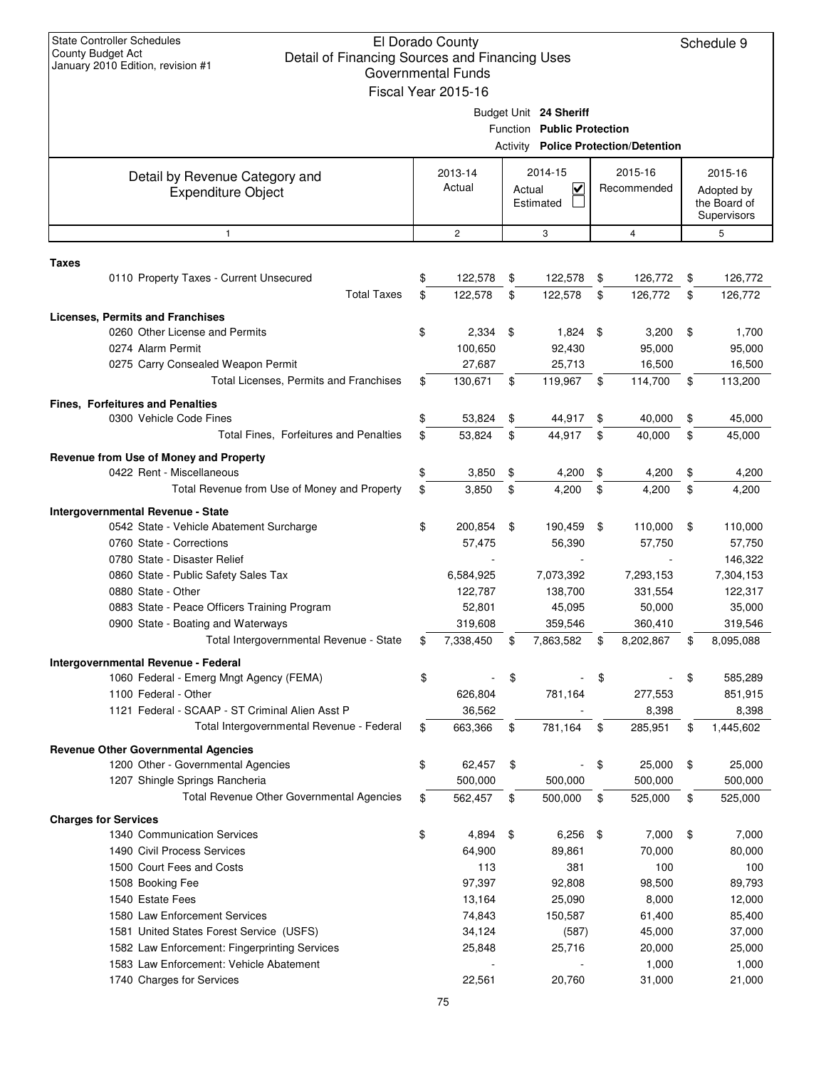State Controller Schedules
County Budget Act
January 2010 Edition, revision #1

# El Dorado County
## Detail of Financing Sources and Financing Uses
## Governmental Funds
## Fiscal Year 2015-16

Schedule 9

Budget Unit **24 Sheriff**
Function **Public Protection**
Activity **Police Protection/Detention**

| Detail by Revenue Category and Expenditure Object | 2013-14 Actual | 2014-15 Actual ☑ Estimated ☐ | 2015-16 Recommended | 2015-16 Adopted by the Board of Supervisors |
|---|---|---|---|---|
| 1 | 2 | 3 | 4 | 5 |
| **Taxes** | | | | |
| 0110 Property Taxes - Current Unsecured | $ 122,578 | $ 122,578 | $ 126,772 | $ 126,772 |
| Total Taxes | $ 122,578 | $ 122,578 | $ 126,772 | $ 126,772 |
| **Licenses, Permits and Franchises** | | | | |
| 0260 Other License and Permits | $ 2,334 | $ 1,824 | $ 3,200 | $ 1,700 |
| 0274 Alarm Permit | 100,650 | 92,430 | 95,000 | 95,000 |
| 0275 Carry Consealed Weapon Permit | 27,687 | 25,713 | 16,500 | 16,500 |
| Total Licenses, Permits and Franchises | $ 130,671 | $ 119,967 | $ 114,700 | $ 113,200 |
| **Fines, Forfeitures and Penalties** | | | | |
| 0300 Vehicle Code Fines | $ 53,824 | $ 44,917 | $ 40,000 | $ 45,000 |
| Total Fines, Forfeitures and Penalties | $ 53,824 | $ 44,917 | $ 40,000 | $ 45,000 |
| **Revenue from Use of Money and Property** | | | | |
| 0422 Rent - Miscellaneous | $ 3,850 | $ 4,200 | $ 4,200 | $ 4,200 |
| Total Revenue from Use of Money and Property | $ 3,850 | $ 4,200 | $ 4,200 | $ 4,200 |
| **Intergovernmental Revenue - State** | | | | |
| 0542 State - Vehicle Abatement Surcharge | $ 200,854 | $ 190,459 | $ 110,000 | $ 110,000 |
| 0760 State - Corrections | 57,475 | 56,390 | 57,750 | 57,750 |
| 0780 State - Disaster Relief | - | - | - | 146,322 |
| 0860 State - Public Safety Sales Tax | 6,584,925 | 7,073,392 | 7,293,153 | 7,304,153 |
| 0880 State - Other | 122,787 | 138,700 | 331,554 | 122,317 |
| 0883 State - Peace Officers Training Program | 52,801 | 45,095 | 50,000 | 35,000 |
| 0900 State - Boating and Waterways | 319,608 | 359,546 | 360,410 | 319,546 |
| Total Intergovernmental Revenue - State | $ 7,338,450 | $ 7,863,582 | $ 8,202,867 | $ 8,095,088 |
| **Intergovernmental Revenue - Federal** | | | | |
| 1060 Federal - Emerg Mngt Agency (FEMA) | $ - | $ - | $ - | $ 585,289 |
| 1100 Federal - Other | 626,804 | 781,164 | 277,553 | 851,915 |
| 1121 Federal - SCAAP - ST Criminal Alien Asst P | 36,562 | - | 8,398 | 8,398 |
| Total Intergovernmental Revenue - Federal | $ 663,366 | $ 781,164 | $ 285,951 | $ 1,445,602 |
| **Revenue Other Governmental Agencies** | | | | |
| 1200 Other - Governmental Agencies | $ 62,457 | $ - | $ 25,000 | $ 25,000 |
| 1207 Shingle Springs Rancheria | 500,000 | 500,000 | 500,000 | 500,000 |
| Total Revenue Other Governmental Agencies | $ 562,457 | $ 500,000 | $ 525,000 | $ 525,000 |
| **Charges for Services** | | | | |
| 1340 Communication Services | $ 4,894 | $ 6,256 | $ 7,000 | $ 7,000 |
| 1490 Civil Process Services | 64,900 | 89,861 | 70,000 | 80,000 |
| 1500 Court Fees and Costs | 113 | 381 | 100 | 100 |
| 1508 Booking Fee | 97,397 | 92,808 | 98,500 | 89,793 |
| 1540 Estate Fees | 13,164 | 25,090 | 8,000 | 12,000 |
| 1580 Law Enforcement Services | 74,843 | 150,587 | 61,400 | 85,400 |
| 1581 United States Forest Service (USFS) | 34,124 | (587) | 45,000 | 37,000 |
| 1582 Law Enforcement: Fingerprinting Services | 25,848 | 25,716 | 20,000 | 25,000 |
| 1583 Law Enforcement: Vehicle Abatement | - | - | 1,000 | 1,000 |
| 1740 Charges for Services | 22,561 | 20,760 | 31,000 | 21,000 |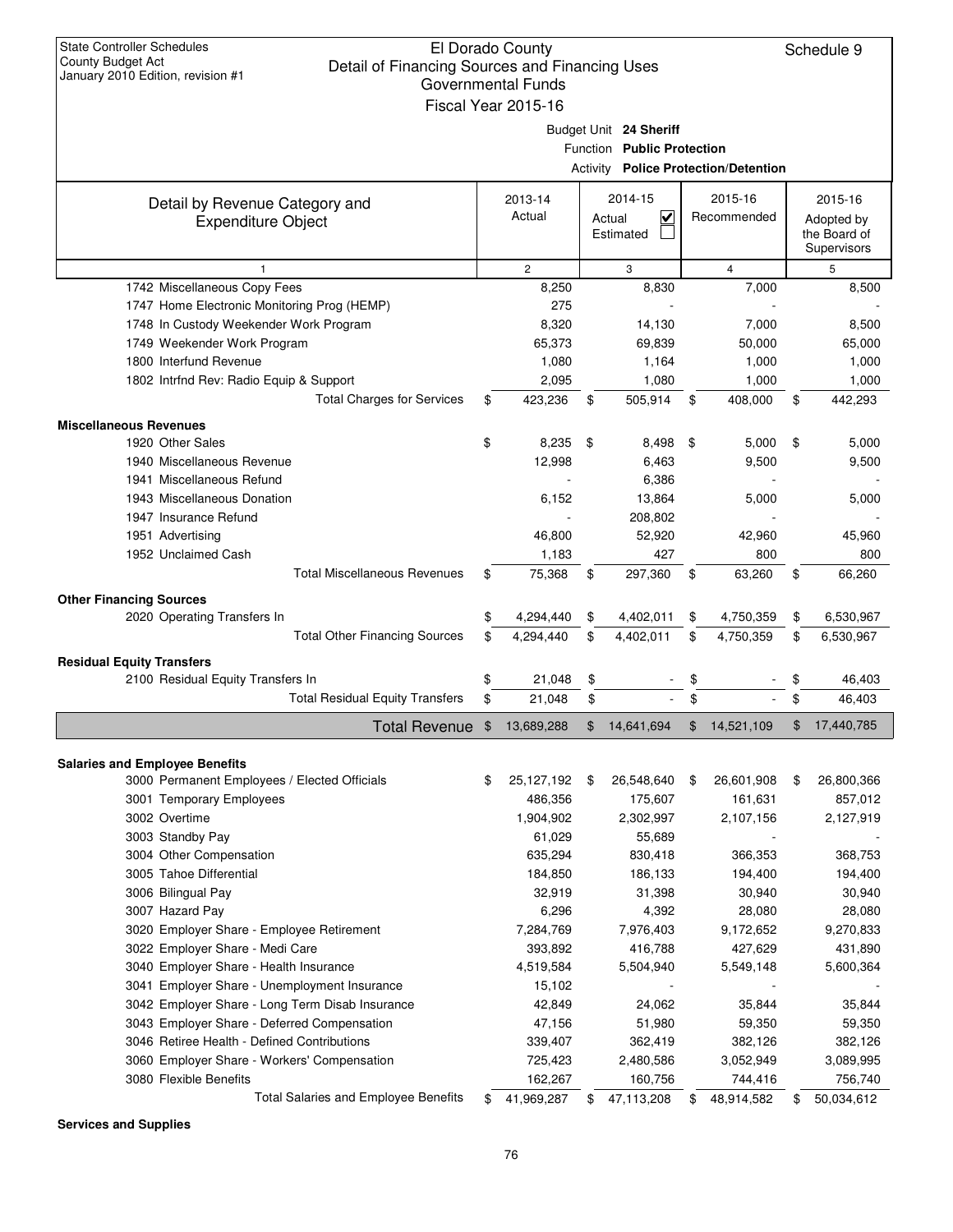State Controller Schedules
County Budget Act
January 2010 Edition, revision #1

El Dorado County
Detail of Financing Sources and Financing Uses
Governmental Funds
Fiscal Year 2015-16

Schedule 9

Budget Unit **24 Sheriff**
Function **Public Protection**
Activity **Police Protection/Detention**

| Detail by Revenue Category and Expenditure Object | 2013-14 Actual | 2014-15 Actual ☑ Estimated ☐ | 2015-16 Recommended | 2015-16 Adopted by the Board of Supervisors |
|---|---|---|---|---|
| 1 | 2 | 3 | 4 | 5 |
| 1742 Miscellaneous Copy Fees | 8,250 | 8,830 | 7,000 | 8,500 |
| 1747 Home Electronic Monitoring Prog (HEMP) | 275 | - | - | - |
| 1748 In Custody Weekender Work Program | 8,320 | 14,130 | 7,000 | 8,500 |
| 1749 Weekender Work Program | 65,373 | 69,839 | 50,000 | 65,000 |
| 1800 Interfund Revenue | 1,080 | 1,164 | 1,000 | 1,000 |
| 1802 Intrfnd Rev: Radio Equip & Support | 2,095 | 1,080 | 1,000 | 1,000 |
| Total Charges for Services | $ 423,236 | $ 505,914 | $ 408,000 | $ 442,293 |
| **Miscellaneous Revenues** | | | | |
| 1920 Other Sales | $ 8,235 | $ 8,498 | $ 5,000 | $ 5,000 |
| 1940 Miscellaneous Revenue | 12,998 | 6,463 | 9,500 | 9,500 |
| 1941 Miscellaneous Refund | - | 6,386 | - | - |
| 1943 Miscellaneous Donation | 6,152 | 13,864 | 5,000 | 5,000 |
| 1947 Insurance Refund | - | 208,802 | - | - |
| 1951 Advertising | 46,800 | 52,920 | 42,960 | 45,960 |
| 1952 Unclaimed Cash | 1,183 | 427 | 800 | 800 |
| Total Miscellaneous Revenues | $ 75,368 | $ 297,360 | $ 63,260 | $ 66,260 |
| **Other Financing Sources** | | | | |
| 2020 Operating Transfers In | $ 4,294,440 | $ 4,402,011 | $ 4,750,359 | $ 6,530,967 |
| Total Other Financing Sources | $ 4,294,440 | $ 4,402,011 | $ 4,750,359 | $ 6,530,967 |
| **Residual Equity Transfers** | | | | |
| 2100 Residual Equity Transfers In | $ 21,048 | $ - | $ - | $ 46,403 |
| Total Residual Equity Transfers | $ 21,048 | $ - | $ - | $ 46,403 |
| **Total Revenue** | $ 13,689,288 | $ 14,641,694 | $ 14,521,109 | $ 17,440,785 |
| **Salaries and Employee Benefits** | | | | |
| 3000 Permanent Employees / Elected Officials | $ 25,127,192 | $ 26,548,640 | $ 26,601,908 | $ 26,800,366 |
| 3001 Temporary Employees | 486,356 | 175,607 | 161,631 | 857,012 |
| 3002 Overtime | 1,904,902 | 2,302,997 | 2,107,156 | 2,127,919 |
| 3003 Standby Pay | 61,029 | 55,689 | - | - |
| 3004 Other Compensation | 635,294 | 830,418 | 366,353 | 368,753 |
| 3005 Tahoe Differential | 184,850 | 186,133 | 194,400 | 194,400 |
| 3006 Bilingual Pay | 32,919 | 31,398 | 30,940 | 30,940 |
| 3007 Hazard Pay | 6,296 | 4,392 | 28,080 | 28,080 |
| 3020 Employer Share - Employee Retirement | 7,284,769 | 7,976,403 | 9,172,652 | 9,270,833 |
| 3022 Employer Share - Medi Care | 393,892 | 416,788 | 427,629 | 431,890 |
| 3040 Employer Share - Health Insurance | 4,519,584 | 5,504,940 | 5,549,148 | 5,600,364 |
| 3041 Employer Share - Unemployment Insurance | 15,102 | - | - | - |
| 3042 Employer Share - Long Term Disab Insurance | 42,849 | 24,062 | 35,844 | 35,844 |
| 3043 Employer Share - Deferred Compensation | 47,156 | 51,980 | 59,350 | 59,350 |
| 3046 Retiree Health - Defined Contributions | 339,407 | 362,419 | 382,126 | 382,126 |
| 3060 Employer Share - Workers' Compensation | 725,423 | 2,480,586 | 3,052,949 | 3,089,995 |
| 3080 Flexible Benefits | 162,267 | 160,756 | 744,416 | 756,740 |
| Total Salaries and Employee Benefits | $ 41,969,287 | $ 47,113,208 | $ 48,914,582 | $ 50,034,612 |
| **Services and Supplies** | | | | |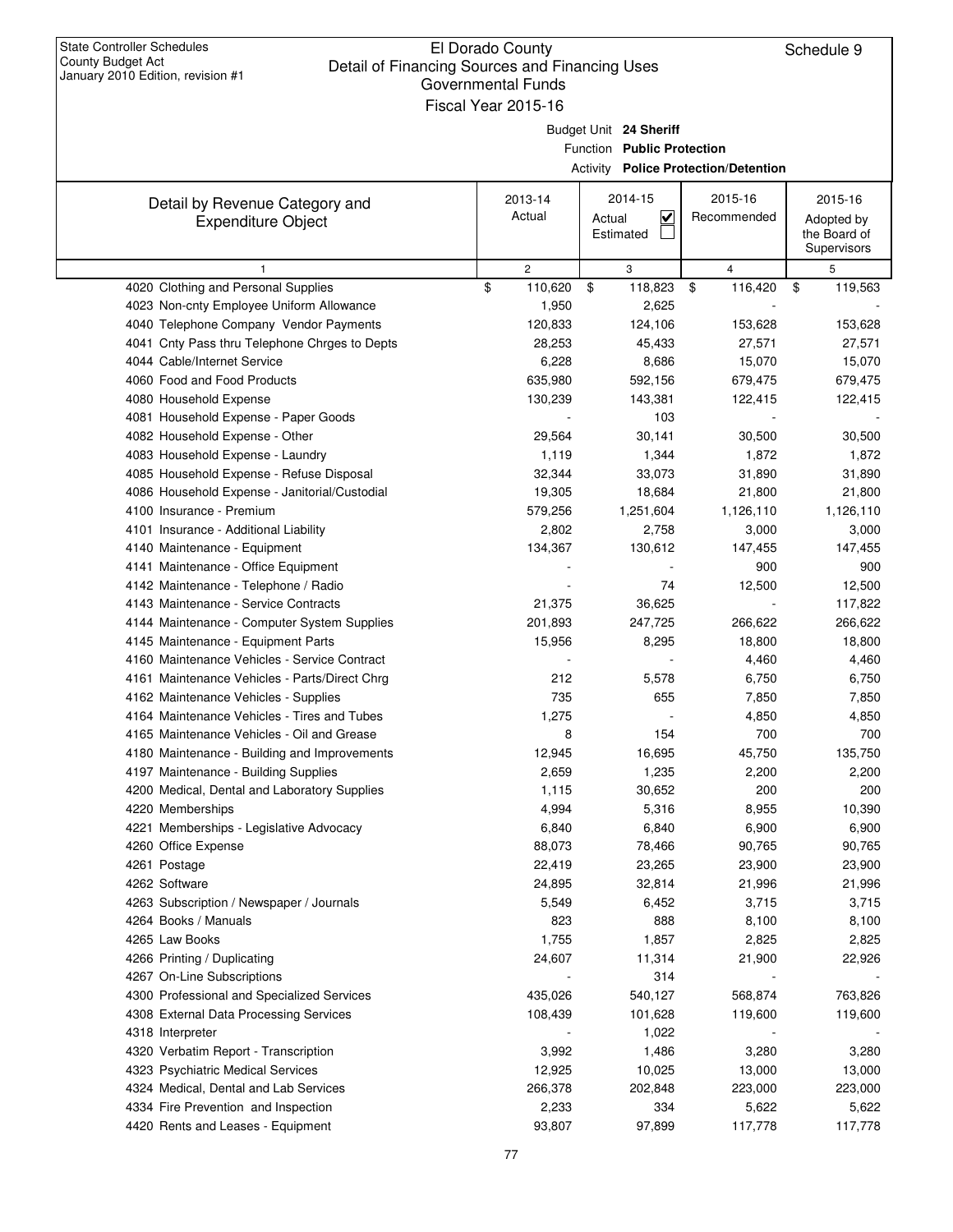State Controller Schedules
County Budget Act
January 2010 Edition, revision #1

# El Dorado County
## Detail of Financing Sources and Financing Uses
### Governmental Funds
### Fiscal Year 2015-16

Schedule 9

Budget Unit **24 Sheriff**
Function **Public Protection**
Activity **Police Protection/Detention**

| Detail by Revenue Category and Expenditure Object | 2013-14 Actual | 2014-15 Actual ☑ Estimated ☐ | 2015-16 Recommended | 2015-16 Adopted by the Board of Supervisors |
|---|---|---|---|---|
| 1 | 2 | 3 | 4 | 5 |
| 4020 Clothing and Personal Supplies | $ 110,620 | $ 118,823 | $ 116,420 | $ 119,563 |
| 4023 Non-cnty Employee Uniform Allowance | 1,950 | 2,625 | - | - |
| 4040 Telephone Company Vendor Payments | 120,833 | 124,106 | 153,628 | 153,628 |
| 4041 Cnty Pass thru Telephone Chrges to Depts | 28,253 | 45,433 | 27,571 | 27,571 |
| 4044 Cable/Internet Service | 6,228 | 8,686 | 15,070 | 15,070 |
| 4060 Food and Food Products | 635,980 | 592,156 | 679,475 | 679,475 |
| 4080 Household Expense | 130,239 | 143,381 | 122,415 | 122,415 |
| 4081 Household Expense - Paper Goods | - | 103 | - | - |
| 4082 Household Expense - Other | 29,564 | 30,141 | 30,500 | 30,500 |
| 4083 Household Expense - Laundry | 1,119 | 1,344 | 1,872 | 1,872 |
| 4085 Household Expense - Refuse Disposal | 32,344 | 33,073 | 31,890 | 31,890 |
| 4086 Household Expense - Janitorial/Custodial | 19,305 | 18,684 | 21,800 | 21,800 |
| 4100 Insurance - Premium | 579,256 | 1,251,604 | 1,126,110 | 1,126,110 |
| 4101 Insurance - Additional Liability | 2,802 | 2,758 | 3,000 | 3,000 |
| 4140 Maintenance - Equipment | 134,367 | 130,612 | 147,455 | 147,455 |
| 4141 Maintenance - Office Equipment | - | - | 900 | 900 |
| 4142 Maintenance - Telephone / Radio | - | 74 | 12,500 | 12,500 |
| 4143 Maintenance - Service Contracts | 21,375 | 36,625 | - | 117,822 |
| 4144 Maintenance - Computer System Supplies | 201,893 | 247,725 | 266,622 | 266,622 |
| 4145 Maintenance - Equipment Parts | 15,956 | 8,295 | 18,800 | 18,800 |
| 4160 Maintenance Vehicles - Service Contract | - | - | 4,460 | 4,460 |
| 4161 Maintenance Vehicles - Parts/Direct Chrg | 212 | 5,578 | 6,750 | 6,750 |
| 4162 Maintenance Vehicles - Supplies | 735 | 655 | 7,850 | 7,850 |
| 4164 Maintenance Vehicles - Tires and Tubes | 1,275 | - | 4,850 | 4,850 |
| 4165 Maintenance Vehicles - Oil and Grease | 8 | 154 | 700 | 700 |
| 4180 Maintenance - Building and Improvements | 12,945 | 16,695 | 45,750 | 135,750 |
| 4197 Maintenance - Building Supplies | 2,659 | 1,235 | 2,200 | 2,200 |
| 4200 Medical, Dental and Laboratory Supplies | 1,115 | 30,652 | 200 | 200 |
| 4220 Memberships | 4,994 | 5,316 | 8,955 | 10,390 |
| 4221 Memberships - Legislative Advocacy | 6,840 | 6,840 | 6,900 | 6,900 |
| 4260 Office Expense | 88,073 | 78,466 | 90,765 | 90,765 |
| 4261 Postage | 22,419 | 23,265 | 23,900 | 23,900 |
| 4262 Software | 24,895 | 32,814 | 21,996 | 21,996 |
| 4263 Subscription / Newspaper / Journals | 5,549 | 6,452 | 3,715 | 3,715 |
| 4264 Books / Manuals | 823 | 888 | 8,100 | 8,100 |
| 4265 Law Books | 1,755 | 1,857 | 2,825 | 2,825 |
| 4266 Printing / Duplicating | 24,607 | 11,314 | 21,900 | 22,926 |
| 4267 On-Line Subscriptions | - | 314 | - | - |
| 4300 Professional and Specialized Services | 435,026 | 540,127 | 568,874 | 763,826 |
| 4308 External Data Processing Services | 108,439 | 101,628 | 119,600 | 119,600 |
| 4318 Interpreter | - | 1,022 | - | - |
| 4320 Verbatim Report - Transcription | 3,992 | 1,486 | 3,280 | 3,280 |
| 4323 Psychiatric Medical Services | 12,925 | 10,025 | 13,000 | 13,000 |
| 4324 Medical, Dental and Lab Services | 266,378 | 202,848 | 223,000 | 223,000 |
| 4334 Fire Prevention and Inspection | 2,233 | 334 | 5,622 | 5,622 |
| 4420 Rents and Leases - Equipment | 93,807 | 97,899 | 117,778 | 117,778 |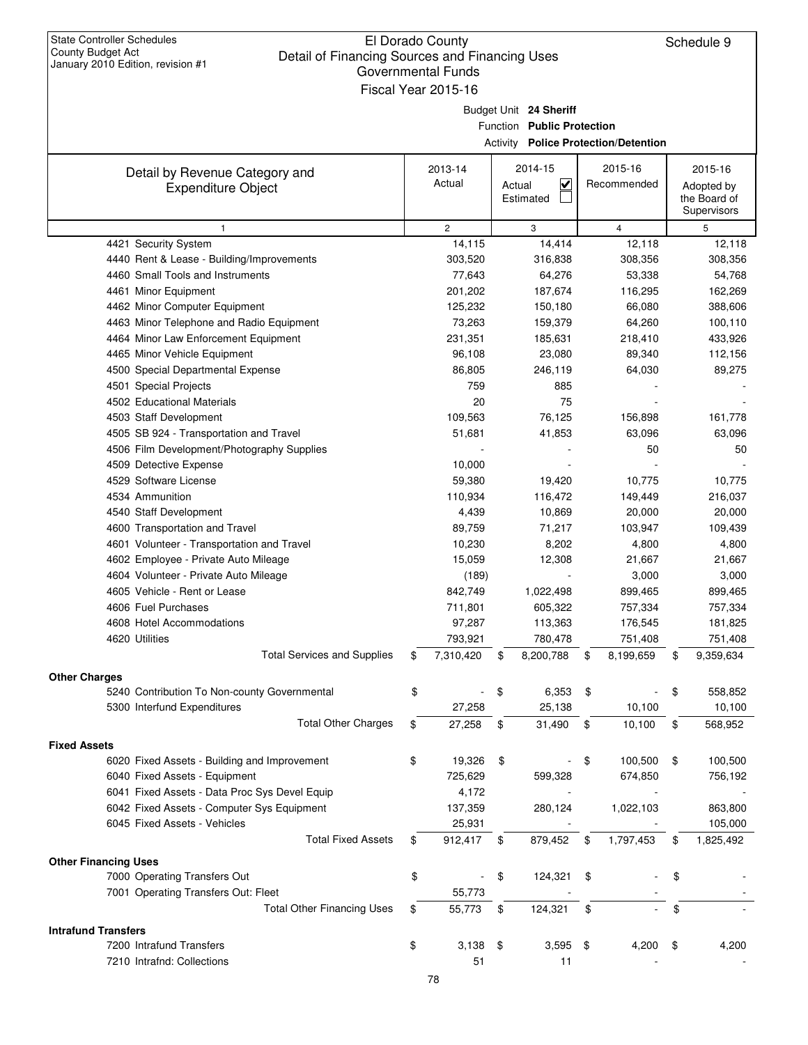State Controller Schedules
County Budget Act
January 2010 Edition, revision #1

# El Dorado County
## Detail of Financing Sources and Financing Uses
### Governmental Funds
### Fiscal Year 2015-16

Schedule 9

Budget Unit **24 Sheriff**
Function **Public Protection**
Activity **Police Protection/Detention**

| Detail by Revenue Category and Expenditure Object | 2013-14 Actual | 2014-15 Actual ☑ Estimated ☐ | 2015-16 Recommended | 2015-16 Adopted by the Board of Supervisors |
|---|---|---|---|---|
| 1 | 2 | 3 | 4 | 5 |
| 4421 Security System | 14,115 | 14,414 | 12,118 | 12,118 |
| 4440 Rent & Lease - Building/Improvements | 303,520 | 316,838 | 308,356 | 308,356 |
| 4460 Small Tools and Instruments | 77,643 | 64,276 | 53,338 | 54,768 |
| 4461 Minor Equipment | 201,202 | 187,674 | 116,295 | 162,269 |
| 4462 Minor Computer Equipment | 125,232 | 150,180 | 66,080 | 388,606 |
| 4463 Minor Telephone and Radio Equipment | 73,263 | 159,379 | 64,260 | 100,110 |
| 4464 Minor Law Enforcement Equipment | 231,351 | 185,631 | 218,410 | 433,926 |
| 4465 Minor Vehicle Equipment | 96,108 | 23,080 | 89,340 | 112,156 |
| 4500 Special Departmental Expense | 86,805 | 246,119 | 64,030 | 89,275 |
| 4501 Special Projects | 759 | 885 | - | - |
| 4502 Educational Materials | 20 | 75 | - | - |
| 4503 Staff Development | 109,563 | 76,125 | 156,898 | 161,778 |
| 4505 SB 924 - Transportation and Travel | 51,681 | 41,853 | 63,096 | 63,096 |
| 4506 Film Development/Photography Supplies | - | - | 50 | 50 |
| 4509 Detective Expense | 10,000 | - | - | - |
| 4529 Software License | 59,380 | 19,420 | 10,775 | 10,775 |
| 4534 Ammunition | 110,934 | 116,472 | 149,449 | 216,037 |
| 4540 Staff Development | 4,439 | 10,869 | 20,000 | 20,000 |
| 4600 Transportation and Travel | 89,759 | 71,217 | 103,947 | 109,439 |
| 4601 Volunteer - Transportation and Travel | 10,230 | 8,202 | 4,800 | 4,800 |
| 4602 Employee - Private Auto Mileage | 15,059 | 12,308 | 21,667 | 21,667 |
| 4604 Volunteer - Private Auto Mileage | (189) | - | 3,000 | 3,000 |
| 4605 Vehicle - Rent or Lease | 842,749 | 1,022,498 | 899,465 | 899,465 |
| 4606 Fuel Purchases | 711,801 | 605,322 | 757,334 | 757,334 |
| 4608 Hotel Accommodations | 97,287 | 113,363 | 176,545 | 181,825 |
| 4620 Utilities | 793,921 | 780,478 | 751,408 | 751,408 |
| Total Services and Supplies | $ 7,310,420 | $ 8,200,788 | $ 8,199,659 | $ 9,359,634 |
| **Other Charges** | | | | |
| 5240 Contribution To Non-county Governmental | $ - | $ 6,353 | $ - | $ 558,852 |
| 5300 Interfund Expenditures | 27,258 | 25,138 | 10,100 | 10,100 |
| Total Other Charges | $ 27,258 | $ 31,490 | $ 10,100 | $ 568,952 |
| **Fixed Assets** | | | | |
| 6020 Fixed Assets - Building and Improvement | $ 19,326 | $ - | $ 100,500 | $ 100,500 |
| 6040 Fixed Assets - Equipment | 725,629 | 599,328 | 674,850 | 756,192 |
| 6041 Fixed Assets - Data Proc Sys Devel Equip | 4,172 | - | - | - |
| 6042 Fixed Assets - Computer Sys Equipment | 137,359 | 280,124 | 1,022,103 | 863,800 |
| 6045 Fixed Assets - Vehicles | 25,931 | - | - | 105,000 |
| Total Fixed Assets | $ 912,417 | $ 879,452 | $ 1,797,453 | $ 1,825,492 |
| **Other Financing Uses** | | | | |
| 7000 Operating Transfers Out | $ - | $ 124,321 | $ - | $ - |
| 7001 Operating Transfers Out: Fleet | 55,773 | - | - | - |
| Total Other Financing Uses | $ 55,773 | $ 124,321 | $ - | $ - |
| **Intrafund Transfers** | | | | |
| 7200 Intrafund Transfers | $ 3,138 | $ 3,595 | $ 4,200 | $ 4,200 |
| 7210 Intrafnd: Collections | 51 | 11 | - | - |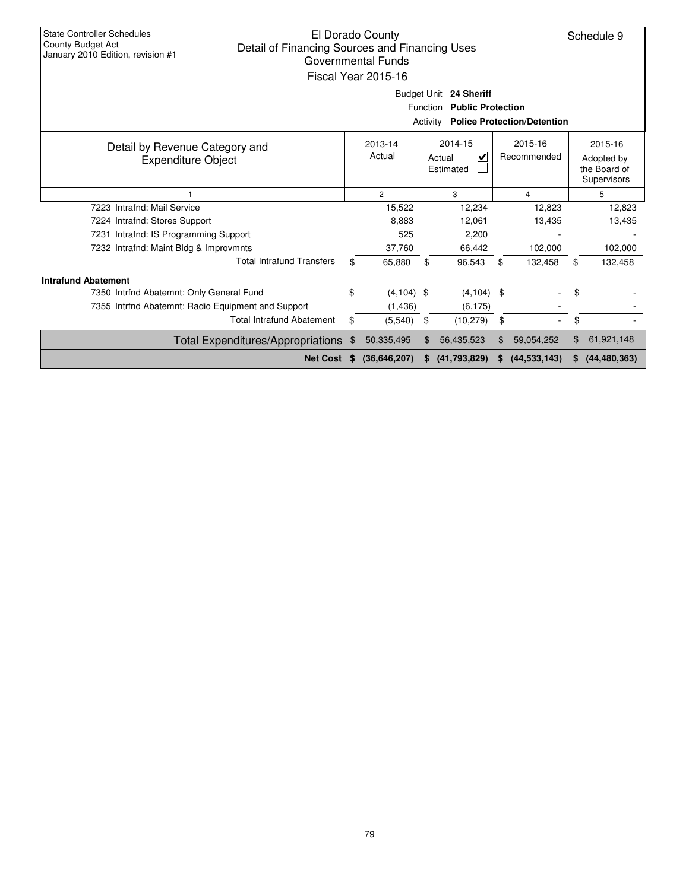State Controller Schedules
County Budget Act
January 2010 Edition, revision #1

# El Dorado County
## Detail of Financing Sources and Financing Uses
### Governmental Funds
### Fiscal Year 2015-16

Schedule 9

Budget Unit **24 Sheriff**
Function **Public Protection**
Activity **Police Protection/Detention**

| Detail by Revenue Category and Expenditure Object | 2013-14 Actual | 2014-15 Actual ☑ Estimated ☐ | 2015-16 Recommended | 2015-16 Adopted by the Board of Supervisors |
|---|---|---|---|---|
| 1 | 2 | 3 | 4 | 5 |
| 7223 Intrafnd: Mail Service | 15,522 | 12,234 | 12,823 | 12,823 |
| 7224 Intrafnd: Stores Support | 8,883 | 12,061 | 13,435 | 13,435 |
| 7231 Intrafnd: IS Programming Support | 525 | 2,200 | - | - |
| 7232 Intrafnd: Maint Bldg & Improvmnts | 37,760 | 66,442 | 102,000 | 102,000 |
| Total Intrafund Transfers | $ 65,880 | $ 96,543 | $ 132,458 | $ 132,458 |
| **Intrafund Abatement** | | | | |
| 7350 Intrfnd Abatemnt: Only General Fund | $ (4,104) | $ (4,104) | $ - | $ - |
| 7355 Intrfnd Abatemnt: Radio Equipment and Support | (1,436) | (6,175) | - | - |
| Total Intrafund Abatement | $ (5,540) | $ (10,279) | $ - | $ - |
| Total Expenditures/Appropriations | $ 50,335,495 | $ 56,435,523 | $ 59,054,252 | $ 61,921,148 |
| **Net Cost** | **$ (36,646,207)** | **$ (41,793,829)** | **$ (44,533,143)** | **$ (44,480,363)** |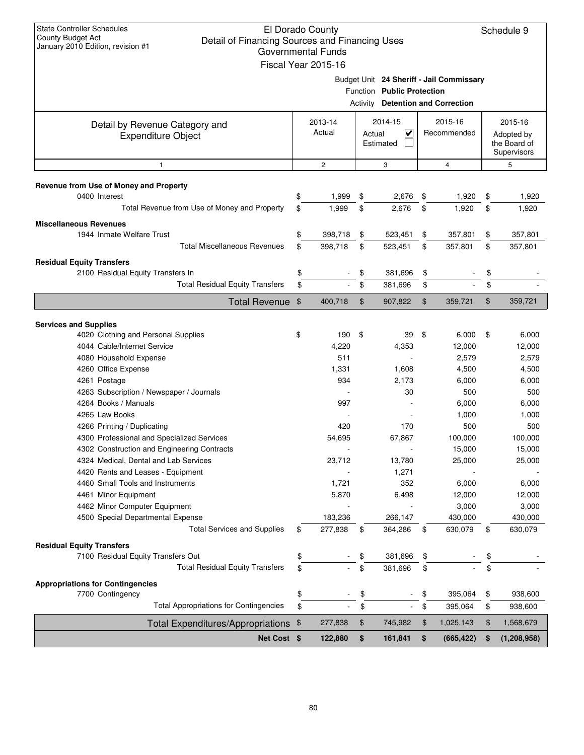State Controller Schedules
County Budget Act
January 2010 Edition, revision #1

# El Dorado County
## Detail of Financing Sources and Financing Uses
### Governmental Funds
### Fiscal Year 2015-16

Schedule 9

Budget Unit **24 Sheriff - Jail Commissary**
Function **Public Protection**
Activity **Detention and Correction**

| Detail by Revenue Category and Expenditure Object | 2013-14 Actual | 2014-15 Actual ☑ Estimated ☐ | 2015-16 Recommended | 2015-16 Adopted by the Board of Supervisors |
|---|---|---|---|---|
| 1 | 2 | 3 | 4 | 5 |
| **Revenue from Use of Money and Property** | | | | |
| 0400 Interest | $ 1,999 | $ 2,676 | $ 1,920 | $ 1,920 |
| Total Revenue from Use of Money and Property | $ 1,999 | $ 2,676 | $ 1,920 | $ 1,920 |
| **Miscellaneous Revenues** | | | | |
| 1944 Inmate Welfare Trust | $ 398,718 | $ 523,451 | $ 357,801 | $ 357,801 |
| Total Miscellaneous Revenues | $ 398,718 | $ 523,451 | $ 357,801 | $ 357,801 |
| **Residual Equity Transfers** | | | | |
| 2100 Residual Equity Transfers In | $ - | $ 381,696 | $ - | $ - |
| Total Residual Equity Transfers | $ - | $ 381,696 | $ - | $ - |
| **Total Revenue** | $ 400,718 | $ 907,822 | $ 359,721 | $ 359,721 |
| **Services and Supplies** | | | | |
| 4020 Clothing and Personal Supplies | $ 190 | $ 39 | $ 6,000 | $ 6,000 |
| 4044 Cable/Internet Service | 4,220 | 4,353 | 12,000 | 12,000 |
| 4080 Household Expense | 511 | - | 2,579 | 2,579 |
| 4260 Office Expense | 1,331 | 1,608 | 4,500 | 4,500 |
| 4261 Postage | 934 | 2,173 | 6,000 | 6,000 |
| 4263 Subscription / Newspaper / Journals | - | 30 | 500 | 500 |
| 4264 Books / Manuals | 997 | - | 6,000 | 6,000 |
| 4265 Law Books | - | - | 1,000 | 1,000 |
| 4266 Printing / Duplicating | 420 | 170 | 500 | 500 |
| 4300 Professional and Specialized Services | 54,695 | 67,867 | 100,000 | 100,000 |
| 4302 Construction and Engineering Contracts | - | - | 15,000 | 15,000 |
| 4324 Medical, Dental and Lab Services | 23,712 | 13,780 | 25,000 | 25,000 |
| 4420 Rents and Leases - Equipment | - | 1,271 | - | - |
| 4460 Small Tools and Instruments | 1,721 | 352 | 6,000 | 6,000 |
| 4461 Minor Equipment | 5,870 | 6,498 | 12,000 | 12,000 |
| 4462 Minor Computer Equipment | - | - | 3,000 | 3,000 |
| 4500 Special Departmental Expense | 183,236 | 266,147 | 430,000 | 430,000 |
| Total Services and Supplies | $ 277,838 | $ 364,286 | $ 630,079 | $ 630,079 |
| **Residual Equity Transfers** | | | | |
| 7100 Residual Equity Transfers Out | $ - | $ 381,696 | $ - | $ - |
| Total Residual Equity Transfers | $ - | $ 381,696 | $ - | $ - |
| **Appropriations for Contingencies** | | | | |
| 7700 Contingency | $ - | $ - | $ 395,064 | $ 938,600 |
| Total Appropriations for Contingencies | $ - | $ - | $ 395,064 | $ 938,600 |
| **Total Expenditures/Appropriations** | $ 277,838 | $ 745,982 | $ 1,025,143 | $ 1,568,679 |
| **Net Cost** | **$ 122,880** | **$ 161,841** | **$ (665,422)** | **$ (1,208,958)** |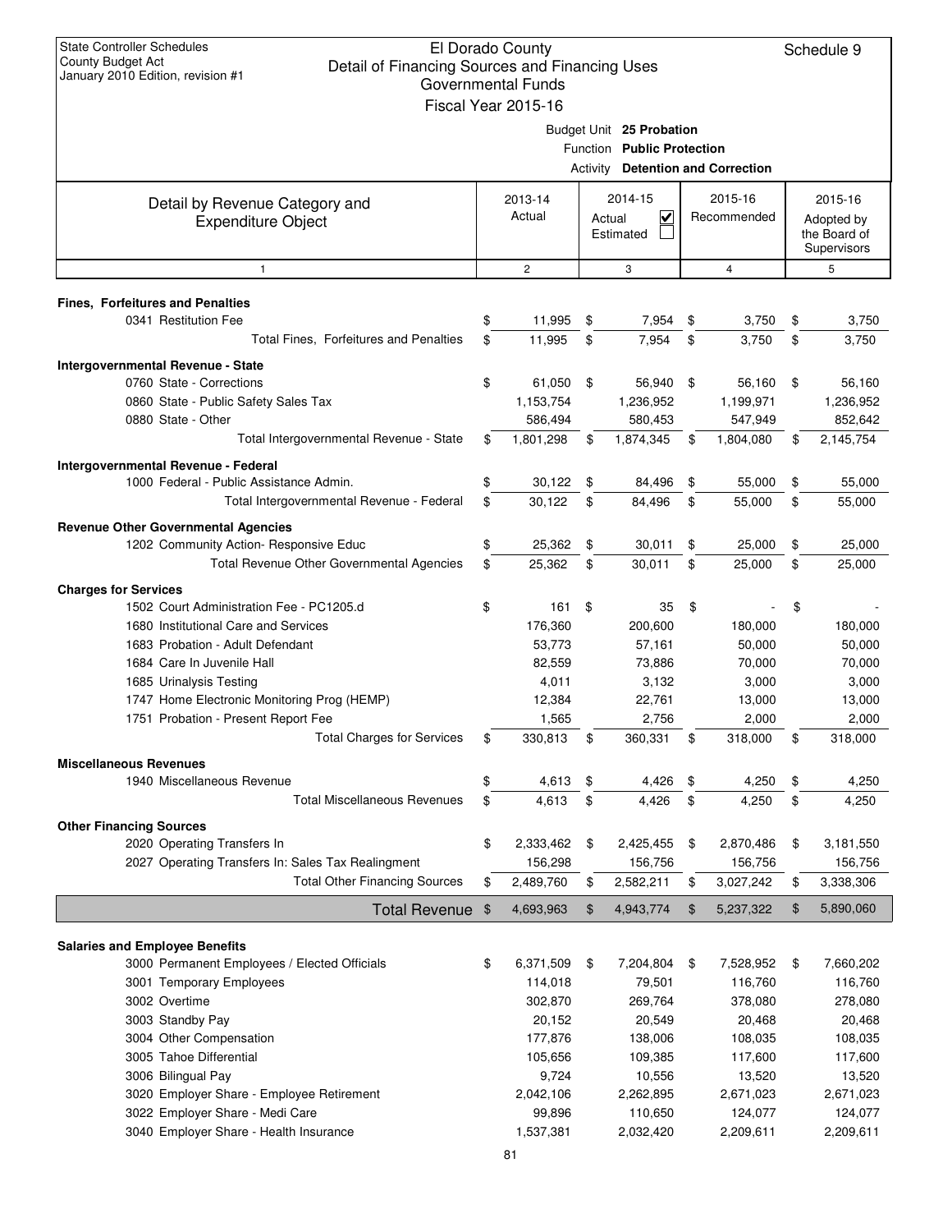State Controller Schedules
County Budget Act
January 2010 Edition, revision #1

# El Dorado County
## Detail of Financing Sources and Financing Uses
### Governmental Funds
### Fiscal Year 2015-16

Schedule 9

Budget Unit **25 Probation**
Function **Public Protection**
Activity **Detention and Correction**

| Detail by Revenue Category and Expenditure Object | 2013-14 Actual | 2014-15 Actual ☑ Estimated ☐ | 2015-16 Recommended | 2015-16 Adopted by the Board of Supervisors |
|---|---|---|---|---|
| 1 | 2 | 3 | 4 | 5 |
| **Fines, Forfeitures and Penalties** | | | | |
| 0341 Restitution Fee | $ 11,995 | $ 7,954 | $ 3,750 | $ 3,750 |
| Total Fines, Forfeitures and Penalties | $ 11,995 | $ 7,954 | $ 3,750 | $ 3,750 |
| **Intergovernmental Revenue - State** | | | | |
| 0760 State - Corrections | $ 61,050 | $ 56,940 | $ 56,160 | $ 56,160 |
| 0860 State - Public Safety Sales Tax | 1,153,754 | 1,236,952 | 1,199,971 | 1,236,952 |
| 0880 State - Other | 586,494 | 580,453 | 547,949 | 852,642 |
| Total Intergovernmental Revenue - State | $ 1,801,298 | $ 1,874,345 | $ 1,804,080 | $ 2,145,754 |
| **Intergovernmental Revenue - Federal** | | | | |
| 1000 Federal - Public Assistance Admin. | $ 30,122 | $ 84,496 | $ 55,000 | $ 55,000 |
| Total Intergovernmental Revenue - Federal | $ 30,122 | $ 84,496 | $ 55,000 | $ 55,000 |
| **Revenue Other Governmental Agencies** | | | | |
| 1202 Community Action- Responsive Educ | $ 25,362 | $ 30,011 | $ 25,000 | $ 25,000 |
| Total Revenue Other Governmental Agencies | $ 25,362 | $ 30,011 | $ 25,000 | $ 25,000 |
| **Charges for Services** | | | | |
| 1502 Court Administration Fee - PC1205.d | $ 161 | $ 35 | $ - | $ - |
| 1680 Institutional Care and Services | 176,360 | 200,600 | 180,000 | 180,000 |
| 1683 Probation - Adult Defendant | 53,773 | 57,161 | 50,000 | 50,000 |
| 1684 Care In Juvenile Hall | 82,559 | 73,886 | 70,000 | 70,000 |
| 1685 Urinalysis Testing | 4,011 | 3,132 | 3,000 | 3,000 |
| 1747 Home Electronic Monitoring Prog (HEMP) | 12,384 | 22,761 | 13,000 | 13,000 |
| 1751 Probation - Present Report Fee | 1,565 | 2,756 | 2,000 | 2,000 |
| Total Charges for Services | $ 330,813 | $ 360,331 | $ 318,000 | $ 318,000 |
| **Miscellaneous Revenues** | | | | |
| 1940 Miscellaneous Revenue | $ 4,613 | $ 4,426 | $ 4,250 | $ 4,250 |
| Total Miscellaneous Revenues | $ 4,613 | $ 4,426 | $ 4,250 | $ 4,250 |
| **Other Financing Sources** | | | | |
| 2020 Operating Transfers In | $ 2,333,462 | $ 2,425,455 | $ 2,870,486 | $ 3,181,550 |
| 2027 Operating Transfers In: Sales Tax Realingment | 156,298 | 156,756 | 156,756 | 156,756 |
| Total Other Financing Sources | $ 2,489,760 | $ 2,582,211 | $ 3,027,242 | $ 3,338,306 |
| **Total Revenue** | $ 4,693,963 | $ 4,943,774 | $ 5,237,322 | $ 5,890,060 |
| **Salaries and Employee Benefits** | | | | |
| 3000 Permanent Employees / Elected Officials | $ 6,371,509 | $ 7,204,804 | $ 7,528,952 | $ 7,660,202 |
| 3001 Temporary Employees | 114,018 | 79,501 | 116,760 | 116,760 |
| 3002 Overtime | 302,870 | 269,764 | 378,080 | 278,080 |
| 3003 Standby Pay | 20,152 | 20,549 | 20,468 | 20,468 |
| 3004 Other Compensation | 177,876 | 138,006 | 108,035 | 108,035 |
| 3005 Tahoe Differential | 105,656 | 109,385 | 117,600 | 117,600 |
| 3006 Bilingual Pay | 9,724 | 10,556 | 13,520 | 13,520 |
| 3020 Employer Share - Employee Retirement | 2,042,106 | 2,262,895 | 2,671,023 | 2,671,023 |
| 3022 Employer Share - Medi Care | 99,896 | 110,650 | 124,077 | 124,077 |
| 3040 Employer Share - Health Insurance | 1,537,381 | 2,032,420 | 2,209,611 | 2,209,611 |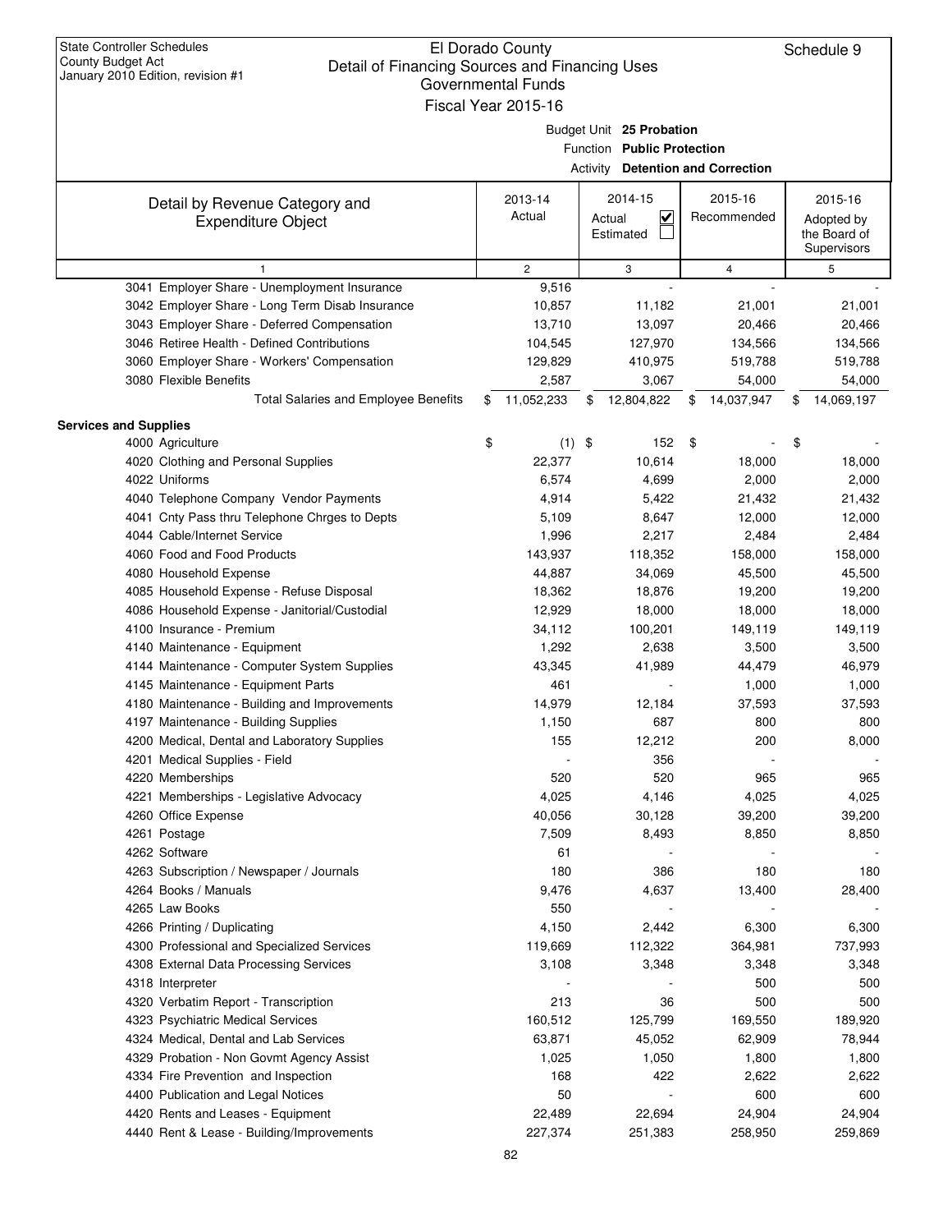State Controller Schedules
County Budget Act
January 2010 Edition, revision #1

# El Dorado County
## Detail of Financing Sources and Financing Uses
### Governmental Funds
### Fiscal Year 2015-16

Schedule 9

Budget Unit **25 Probation**
Function **Public Protection**
Activity **Detention and Correction**

| Detail by Revenue Category and Expenditure Object | 2013-14 Actual | 2014-15 Actual ☑ Estimated ☐ | 2015-16 Recommended | 2015-16 Adopted by the Board of Supervisors |
|---|---|---|---|---|
| 1 | 2 | 3 | 4 | 5 |
| 3041 Employer Share - Unemployment Insurance | 9,516 | - | - | - |
| 3042 Employer Share - Long Term Disab Insurance | 10,857 | 11,182 | 21,001 | 21,001 |
| 3043 Employer Share - Deferred Compensation | 13,710 | 13,097 | 20,466 | 20,466 |
| 3046 Retiree Health - Defined Contributions | 104,545 | 127,970 | 134,566 | 134,566 |
| 3060 Employer Share - Workers' Compensation | 129,829 | 410,975 | 519,788 | 519,788 |
| 3080 Flexible Benefits | 2,587 | 3,067 | 54,000 | 54,000 |
| Total Salaries and Employee Benefits | $ 11,052,233 | $ 12,804,822 | $ 14,037,947 | $ 14,069,197 |
| **Services and Supplies** | | | | |
| 4000 Agriculture | $ (1) | $ 152 | $ - | $ - |
| 4020 Clothing and Personal Supplies | 22,377 | 10,614 | 18,000 | 18,000 |
| 4022 Uniforms | 6,574 | 4,699 | 2,000 | 2,000 |
| 4040 Telephone Company Vendor Payments | 4,914 | 5,422 | 21,432 | 21,432 |
| 4041 Cnty Pass thru Telephone Chrges to Depts | 5,109 | 8,647 | 12,000 | 12,000 |
| 4044 Cable/Internet Service | 1,996 | 2,217 | 2,484 | 2,484 |
| 4060 Food and Food Products | 143,937 | 118,352 | 158,000 | 158,000 |
| 4080 Household Expense | 44,887 | 34,069 | 45,500 | 45,500 |
| 4085 Household Expense - Refuse Disposal | 18,362 | 18,876 | 19,200 | 19,200 |
| 4086 Household Expense - Janitorial/Custodial | 12,929 | 18,000 | 18,000 | 18,000 |
| 4100 Insurance - Premium | 34,112 | 100,201 | 149,119 | 149,119 |
| 4140 Maintenance - Equipment | 1,292 | 2,638 | 3,500 | 3,500 |
| 4144 Maintenance - Computer System Supplies | 43,345 | 41,989 | 44,479 | 46,979 |
| 4145 Maintenance - Equipment Parts | 461 | - | 1,000 | 1,000 |
| 4180 Maintenance - Building and Improvements | 14,979 | 12,184 | 37,593 | 37,593 |
| 4197 Maintenance - Building Supplies | 1,150 | 687 | 800 | 800 |
| 4200 Medical, Dental and Laboratory Supplies | 155 | 12,212 | 200 | 8,000 |
| 4201 Medical Supplies - Field | - | 356 | - | - |
| 4220 Memberships | 520 | 520 | 965 | 965 |
| 4221 Memberships - Legislative Advocacy | 4,025 | 4,146 | 4,025 | 4,025 |
| 4260 Office Expense | 40,056 | 30,128 | 39,200 | 39,200 |
| 4261 Postage | 7,509 | 8,493 | 8,850 | 8,850 |
| 4262 Software | 61 | - | - | - |
| 4263 Subscription / Newspaper / Journals | 180 | 386 | 180 | 180 |
| 4264 Books / Manuals | 9,476 | 4,637 | 13,400 | 28,400 |
| 4265 Law Books | 550 | - | - | - |
| 4266 Printing / Duplicating | 4,150 | 2,442 | 6,300 | 6,300 |
| 4300 Professional and Specialized Services | 119,669 | 112,322 | 364,981 | 737,993 |
| 4308 External Data Processing Services | 3,108 | 3,348 | 3,348 | 3,348 |
| 4318 Interpreter | - | - | 500 | 500 |
| 4320 Verbatim Report - Transcription | 213 | 36 | 500 | 500 |
| 4323 Psychiatric Medical Services | 160,512 | 125,799 | 169,550 | 189,920 |
| 4324 Medical, Dental and Lab Services | 63,871 | 45,052 | 62,909 | 78,944 |
| 4329 Probation - Non Govmt Agency Assist | 1,025 | 1,050 | 1,800 | 1,800 |
| 4334 Fire Prevention and Inspection | 168 | 422 | 2,622 | 2,622 |
| 4400 Publication and Legal Notices | 50 | - | 600 | 600 |
| 4420 Rents and Leases - Equipment | 22,489 | 22,694 | 24,904 | 24,904 |
| 4440 Rent & Lease - Building/Improvements | 227,374 | 251,383 | 258,950 | 259,869 |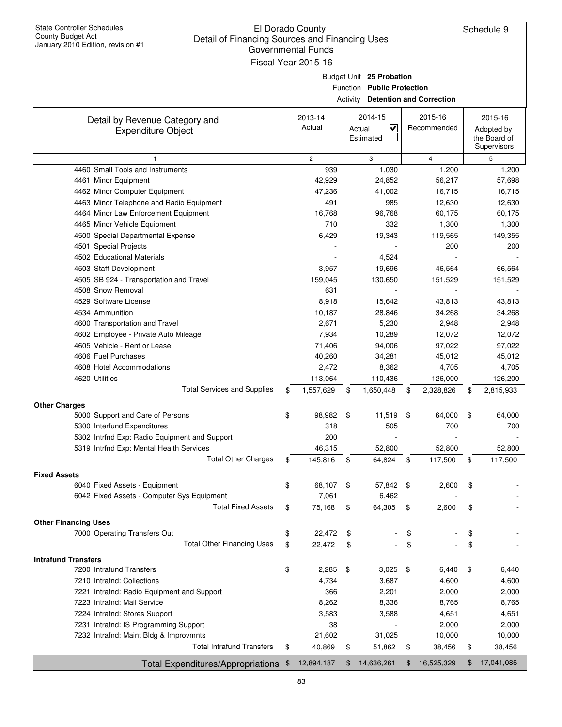State Controller Schedules
County Budget Act
January 2010 Edition, revision #1

# El Dorado County
## Detail of Financing Sources and Financing Uses
### Governmental Funds
### Fiscal Year 2015-16

Schedule 9

Budget Unit **25 Probation**
Function **Public Protection**
Activity **Detention and Correction**

| Detail by Revenue Category and Expenditure Object | 2013-14 Actual | 2014-15 Actual ☑ Estimated ☐ | 2015-16 Recommended | 2015-16 Adopted by the Board of Supervisors |
|---|---|---|---|---|
| 1 | 2 | 3 | 4 | 5 |
| 4460 Small Tools and Instruments | 939 | 1,030 | 1,200 | 1,200 |
| 4461 Minor Equipment | 42,929 | 24,852 | 56,217 | 57,698 |
| 4462 Minor Computer Equipment | 47,236 | 41,002 | 16,715 | 16,715 |
| 4463 Minor Telephone and Radio Equipment | 491 | 985 | 12,630 | 12,630 |
| 4464 Minor Law Enforcement Equipment | 16,768 | 96,768 | 60,175 | 60,175 |
| 4465 Minor Vehicle Equipment | 710 | 332 | 1,300 | 1,300 |
| 4500 Special Departmental Expense | 6,429 | 19,343 | 119,565 | 149,355 |
| 4501 Special Projects | - | - | 200 | 200 |
| 4502 Educational Materials | - | 4,524 | - | - |
| 4503 Staff Development | 3,957 | 19,696 | 46,564 | 66,564 |
| 4505 SB 924 - Transportation and Travel | 159,045 | 130,650 | 151,529 | 151,529 |
| 4508 Snow Removal | 631 | - | - | - |
| 4529 Software License | 8,918 | 15,642 | 43,813 | 43,813 |
| 4534 Ammunition | 10,187 | 28,846 | 34,268 | 34,268 |
| 4600 Transportation and Travel | 2,671 | 5,230 | 2,948 | 2,948 |
| 4602 Employee - Private Auto Mileage | 7,934 | 10,289 | 12,072 | 12,072 |
| 4605 Vehicle - Rent or Lease | 71,406 | 94,006 | 97,022 | 97,022 |
| 4606 Fuel Purchases | 40,260 | 34,281 | 45,012 | 45,012 |
| 4608 Hotel Accommodations | 2,472 | 8,362 | 4,705 | 4,705 |
| 4620 Utilities | 113,064 | 110,436 | 126,000 | 126,200 |
| Total Services and Supplies | $ 1,557,629 | $ 1,650,448 | $ 2,328,826 | $ 2,815,933 |
| **Other Charges** | | | | |
| 5000 Support and Care of Persons | $ 98,982 | $ 11,519 | $ 64,000 | $ 64,000 |
| 5300 Interfund Expenditures | 318 | 505 | 700 | 700 |
| 5302 Intrfnd Exp: Radio Equipment and Support | 200 | - | - | - |
| 5319 Intrfnd Exp: Mental Health Services | 46,315 | 52,800 | 52,800 | 52,800 |
| Total Other Charges | $ 145,816 | $ 64,824 | $ 117,500 | $ 117,500 |
| **Fixed Assets** | | | | |
| 6040 Fixed Assets - Equipment | $ 68,107 | $ 57,842 | $ 2,600 | $ - |
| 6042 Fixed Assets - Computer Sys Equipment | 7,061 | 6,462 | - | - |
| Total Fixed Assets | $ 75,168 | $ 64,305 | $ 2,600 | $ - |
| **Other Financing Uses** | | | | |
| 7000 Operating Transfers Out | $ 22,472 | $ - | $ - | $ - |
| Total Other Financing Uses | $ 22,472 | $ - | $ - | $ - |
| **Intrafund Transfers** | | | | |
| 7200 Intrafund Transfers | $ 2,285 | $ 3,025 | $ 6,440 | $ 6,440 |
| 7210 Intrafnd: Collections | 4,734 | 3,687 | 4,600 | 4,600 |
| 7221 Intrafnd: Radio Equipment and Support | 366 | 2,201 | 2,000 | 2,000 |
| 7223 Intrafnd: Mail Service | 8,262 | 8,336 | 8,765 | 8,765 |
| 7224 Intrafnd: Stores Support | 3,583 | 3,588 | 4,651 | 4,651 |
| 7231 Intrafnd: IS Programming Support | 38 | - | 2,000 | 2,000 |
| 7232 Intrafnd: Maint Bldg & Improvmnts | 21,602 | 31,025 | 10,000 | 10,000 |
| Total Intrafund Transfers | $ 40,869 | $ 51,862 | $ 38,456 | $ 38,456 |
| **Total Expenditures/Appropriations** | $ 12,894,187 | $ 14,636,261 | $ 16,525,329 | $ 17,041,086 |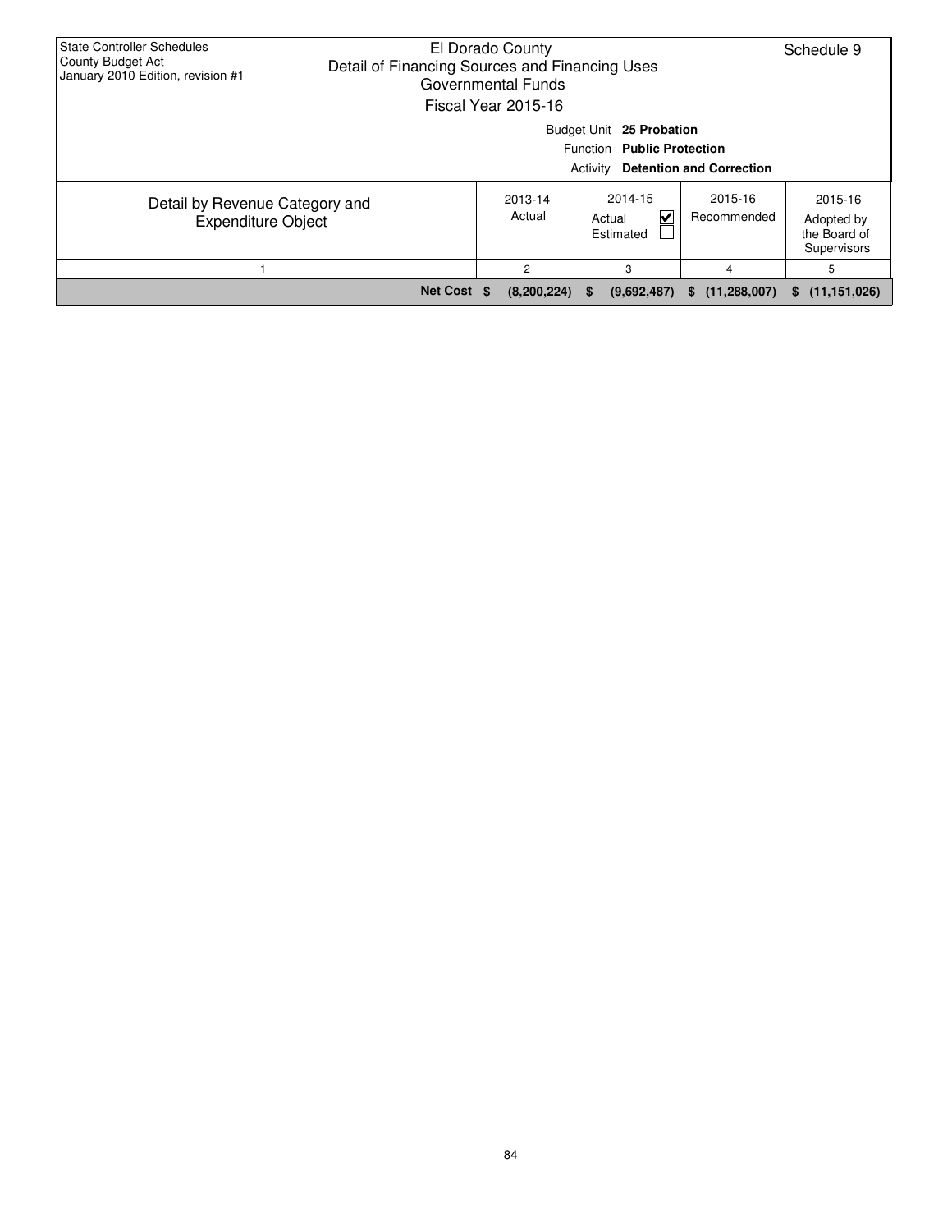State Controller Schedules
County Budget Act
January 2010 Edition, revision #1

# El Dorado County
## Detail of Financing Sources and Financing Uses
## Governmental Funds
## Fiscal Year 2015-16

Schedule 9

Budget Unit **25 Probation**
Function **Public Protection**
Activity **Detention and Correction**

| Detail by Revenue Category and Expenditure Object | 2013-14 Actual | 2014-15 Actual ☑ Estimated ☐ | 2015-16 Recommended | 2015-16 Adopted by the Board of Supervisors |
|---|---|---|---|---|
| 1 | 2 | 3 | 4 | 5 |
| **Net Cost** | **$ (8,200,224)** | **$ (9,692,487)** | **$ (11,288,007)** | **$ (11,151,026)** |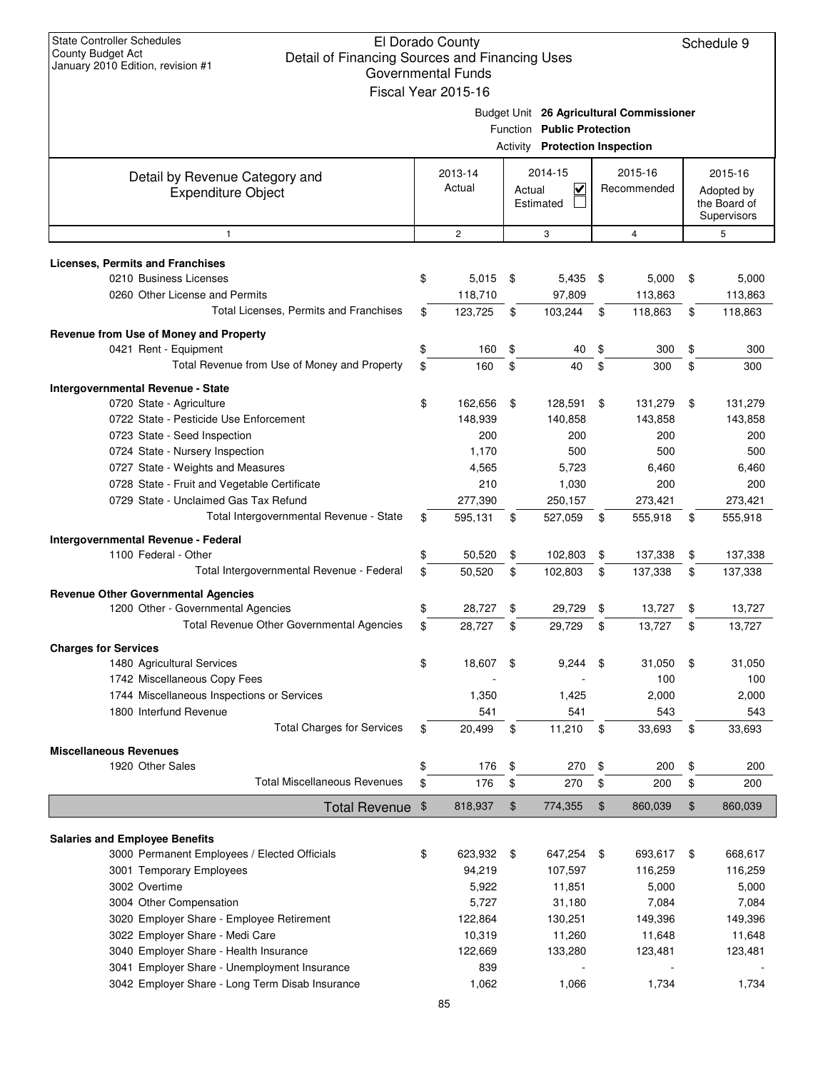State Controller Schedules
County Budget Act
January 2010 Edition, revision #1

# El Dorado County
## Detail of Financing Sources and Financing Uses
### Governmental Funds
### Fiscal Year 2015-16

Schedule 9

Budget Unit **26 Agricultural Commissioner**
Function **Public Protection**
Activity **Protection Inspection**

| Detail by Revenue Category and Expenditure Object | 2013-14 Actual | 2014-15 Actual ☑ Estimated ☐ | 2015-16 Recommended | 2015-16 Adopted by the Board of Supervisors |
|---|---|---|---|---|
| 1 | 2 | 3 | 4 | 5 |
| **Licenses, Permits and Franchises** | | | | |
| 0210 Business Licenses | $ 5,015 | $ 5,435 | $ 5,000 | $ 5,000 |
| 0260 Other License and Permits | 118,710 | 97,809 | 113,863 | 113,863 |
| Total Licenses, Permits and Franchises | $ 123,725 | $ 103,244 | $ 118,863 | $ 118,863 |
| **Revenue from Use of Money and Property** | | | | |
| 0421 Rent - Equipment | $ 160 | $ 40 | $ 300 | $ 300 |
| Total Revenue from Use of Money and Property | $ 160 | $ 40 | $ 300 | $ 300 |
| **Intergovernmental Revenue - State** | | | | |
| 0720 State - Agriculture | $ 162,656 | $ 128,591 | $ 131,279 | $ 131,279 |
| 0722 State - Pesticide Use Enforcement | 148,939 | 140,858 | 143,858 | 143,858 |
| 0723 State - Seed Inspection | 200 | 200 | 200 | 200 |
| 0724 State - Nursery Inspection | 1,170 | 500 | 500 | 500 |
| 0727 State - Weights and Measures | 4,565 | 5,723 | 6,460 | 6,460 |
| 0728 State - Fruit and Vegetable Certificate | 210 | 1,030 | 200 | 200 |
| 0729 State - Unclaimed Gas Tax Refund | 277,390 | 250,157 | 273,421 | 273,421 |
| Total Intergovernmental Revenue - State | $ 595,131 | $ 527,059 | $ 555,918 | $ 555,918 |
| **Intergovernmental Revenue - Federal** | | | | |
| 1100 Federal - Other | $ 50,520 | $ 102,803 | $ 137,338 | $ 137,338 |
| Total Intergovernmental Revenue - Federal | $ 50,520 | $ 102,803 | $ 137,338 | $ 137,338 |
| **Revenue Other Governmental Agencies** | | | | |
| 1200 Other - Governmental Agencies | $ 28,727 | $ 29,729 | $ 13,727 | $ 13,727 |
| Total Revenue Other Governmental Agencies | $ 28,727 | $ 29,729 | $ 13,727 | $ 13,727 |
| **Charges for Services** | | | | |
| 1480 Agricultural Services | $ 18,607 | $ 9,244 | $ 31,050 | $ 31,050 |
| 1742 Miscellaneous Copy Fees | - | - | 100 | 100 |
| 1744 Miscellaneous Inspections or Services | 1,350 | 1,425 | 2,000 | 2,000 |
| 1800 Interfund Revenue | 541 | 541 | 543 | 543 |
| Total Charges for Services | $ 20,499 | $ 11,210 | $ 33,693 | $ 33,693 |
| **Miscellaneous Revenues** | | | | |
| 1920 Other Sales | $ 176 | $ 270 | $ 200 | $ 200 |
| Total Miscellaneous Revenues | $ 176 | $ 270 | $ 200 | $ 200 |
| **Total Revenue** | $ 818,937 | $ 774,355 | $ 860,039 | $ 860,039 |
| **Salaries and Employee Benefits** | | | | |
| 3000 Permanent Employees / Elected Officials | $ 623,932 | $ 647,254 | $ 693,617 | $ 668,617 |
| 3001 Temporary Employees | 94,219 | 107,597 | 116,259 | 116,259 |
| 3002 Overtime | 5,922 | 11,851 | 5,000 | 5,000 |
| 3004 Other Compensation | 5,727 | 31,180 | 7,084 | 7,084 |
| 3020 Employer Share - Employee Retirement | 122,864 | 130,251 | 149,396 | 149,396 |
| 3022 Employer Share - Medi Care | 10,319 | 11,260 | 11,648 | 11,648 |
| 3040 Employer Share - Health Insurance | 122,669 | 133,280 | 123,481 | 123,481 |
| 3041 Employer Share - Unemployment Insurance | 839 | - | - | - |
| 3042 Employer Share - Long Term Disab Insurance | 1,062 | 1,066 | 1,734 | 1,734 |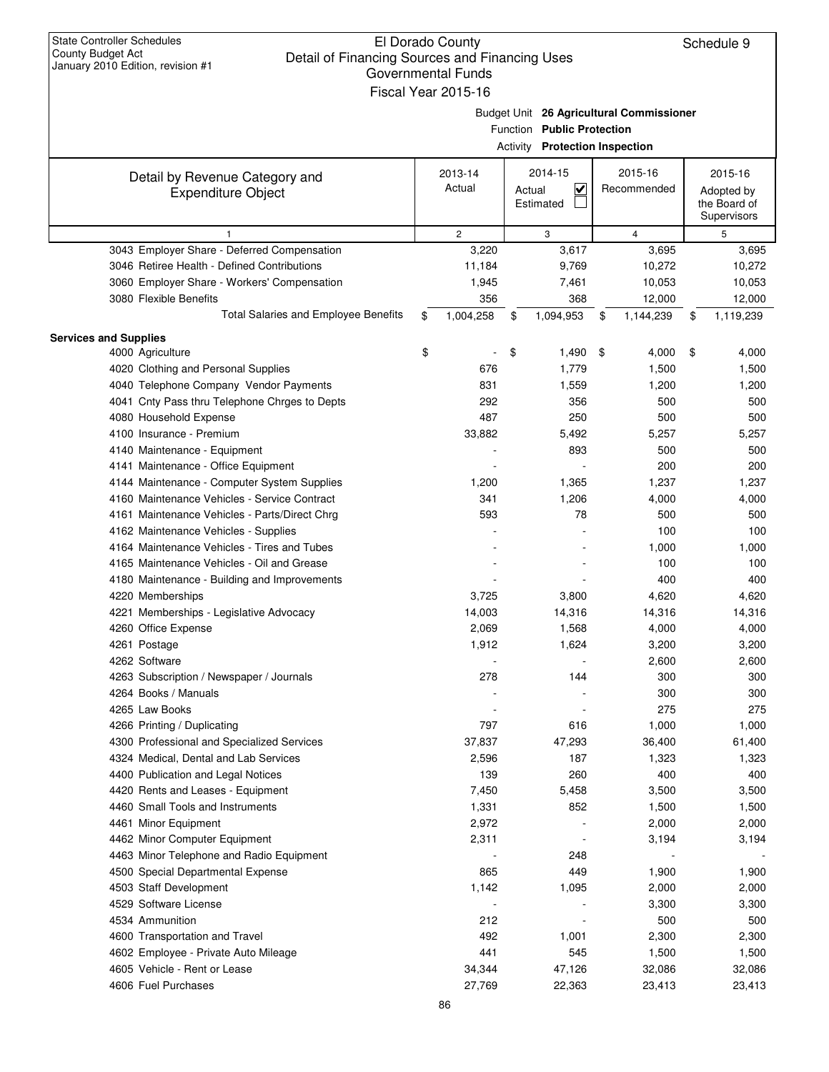State Controller Schedules
County Budget Act
January 2010 Edition, revision #1

# El Dorado County
## Detail of Financing Sources and Financing Uses
### Governmental Funds
### Fiscal Year 2015-16

Schedule 9

Budget Unit **26 Agricultural Commissioner**
Function **Public Protection**
Activity **Protection Inspection**

| Detail by Revenue Category and Expenditure Object | 2013-14 Actual | 2014-15 Actual ☑ Estimated ☐ | 2015-16 Recommended | 2015-16 Adopted by the Board of Supervisors |
|---|---|---|---|---|
| 1 | 2 | 3 | 4 | 5 |
| 3043 Employer Share - Deferred Compensation | 3,220 | 3,617 | 3,695 | 3,695 |
| 3046 Retiree Health - Defined Contributions | 11,184 | 9,769 | 10,272 | 10,272 |
| 3060 Employer Share - Workers' Compensation | 1,945 | 7,461 | 10,053 | 10,053 |
| 3080 Flexible Benefits | 356 | 368 | 12,000 | 12,000 |
| Total Salaries and Employee Benefits | $ 1,004,258 | $ 1,094,953 | $ 1,144,239 | $ 1,119,239 |
| **Services and Supplies** | | | | |
| 4000 Agriculture | $ - | $ 1,490 | $ 4,000 | $ 4,000 |
| 4020 Clothing and Personal Supplies | 676 | 1,779 | 1,500 | 1,500 |
| 4040 Telephone Company Vendor Payments | 831 | 1,559 | 1,200 | 1,200 |
| 4041 Cnty Pass thru Telephone Chrges to Depts | 292 | 356 | 500 | 500 |
| 4080 Household Expense | 487 | 250 | 500 | 500 |
| 4100 Insurance - Premium | 33,882 | 5,492 | 5,257 | 5,257 |
| 4140 Maintenance - Equipment | - | 893 | 500 | 500 |
| 4141 Maintenance - Office Equipment | - | - | 200 | 200 |
| 4144 Maintenance - Computer System Supplies | 1,200 | 1,365 | 1,237 | 1,237 |
| 4160 Maintenance Vehicles - Service Contract | 341 | 1,206 | 4,000 | 4,000 |
| 4161 Maintenance Vehicles - Parts/Direct Chrg | 593 | 78 | 500 | 500 |
| 4162 Maintenance Vehicles - Supplies | - | - | 100 | 100 |
| 4164 Maintenance Vehicles - Tires and Tubes | - | - | 1,000 | 1,000 |
| 4165 Maintenance Vehicles - Oil and Grease | - | - | 100 | 100 |
| 4180 Maintenance - Building and Improvements | - | - | 400 | 400 |
| 4220 Memberships | 3,725 | 3,800 | 4,620 | 4,620 |
| 4221 Memberships - Legislative Advocacy | 14,003 | 14,316 | 14,316 | 14,316 |
| 4260 Office Expense | 2,069 | 1,568 | 4,000 | 4,000 |
| 4261 Postage | 1,912 | 1,624 | 3,200 | 3,200 |
| 4262 Software | - | - | 2,600 | 2,600 |
| 4263 Subscription / Newspaper / Journals | 278 | 144 | 300 | 300 |
| 4264 Books / Manuals | - | - | 300 | 300 |
| 4265 Law Books | - | - | 275 | 275 |
| 4266 Printing / Duplicating | 797 | 616 | 1,000 | 1,000 |
| 4300 Professional and Specialized Services | 37,837 | 47,293 | 36,400 | 61,400 |
| 4324 Medical, Dental and Lab Services | 2,596 | 187 | 1,323 | 1,323 |
| 4400 Publication and Legal Notices | 139 | 260 | 400 | 400 |
| 4420 Rents and Leases - Equipment | 7,450 | 5,458 | 3,500 | 3,500 |
| 4460 Small Tools and Instruments | 1,331 | 852 | 1,500 | 1,500 |
| 4461 Minor Equipment | 2,972 | - | 2,000 | 2,000 |
| 4462 Minor Computer Equipment | 2,311 | - | 3,194 | 3,194 |
| 4463 Minor Telephone and Radio Equipment | - | 248 | - | - |
| 4500 Special Departmental Expense | 865 | 449 | 1,900 | 1,900 |
| 4503 Staff Development | 1,142 | 1,095 | 2,000 | 2,000 |
| 4529 Software License | - | - | 3,300 | 3,300 |
| 4534 Ammunition | 212 | - | 500 | 500 |
| 4600 Transportation and Travel | 492 | 1,001 | 2,300 | 2,300 |
| 4602 Employee - Private Auto Mileage | 441 | 545 | 1,500 | 1,500 |
| 4605 Vehicle - Rent or Lease | 34,344 | 47,126 | 32,086 | 32,086 |
| 4606 Fuel Purchases | 27,769 | 22,363 | 23,413 | 23,413 |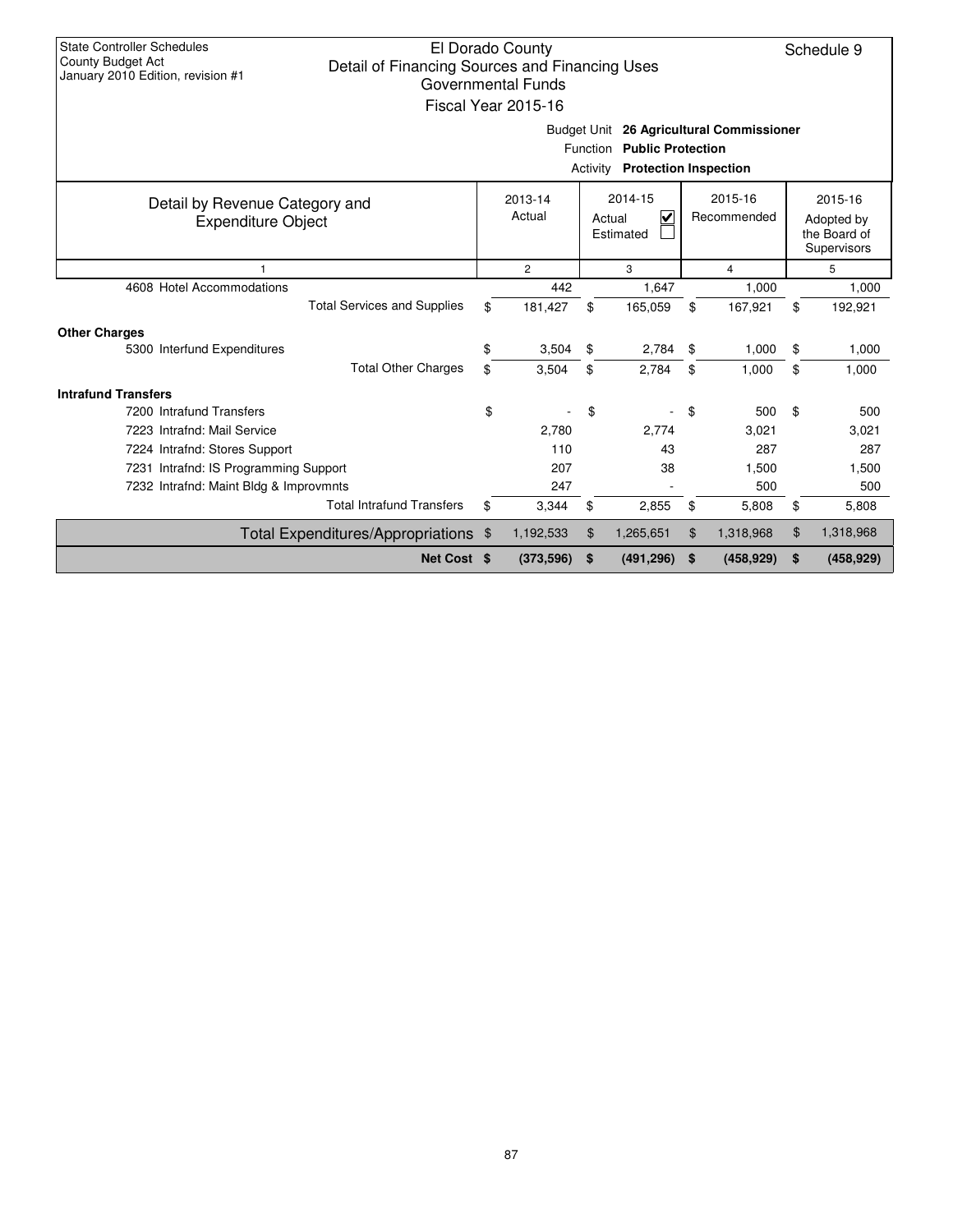State Controller Schedules
County Budget Act
January 2010 Edition, revision #1

El Dorado County
Detail of Financing Sources and Financing Uses
Governmental Funds
Fiscal Year 2015-16

Schedule 9

Budget Unit **26 Agricultural Commissioner**
Function **Public Protection**
Activity **Protection Inspection**

| Detail by Revenue Category and Expenditure Object | 2013-14 Actual | 2014-15 Actual ☑ Estimated ☐ | 2015-16 Recommended | 2015-16 Adopted by the Board of Supervisors |
|---|---|---|---|---|
| 1 | 2 | 3 | 4 | 5 |
| 4608 Hotel Accommodations | 442 | 1,647 | 1,000 | 1,000 |
| Total Services and Supplies | $ 181,427 | $ 165,059 | $ 167,921 | $ 192,921 |
| **Other Charges** | | | | |
| 5300 Interfund Expenditures | $ 3,504 | $ 2,784 | $ 1,000 | $ 1,000 |
| Total Other Charges | $ 3,504 | $ 2,784 | $ 1,000 | $ 1,000 |
| **Intrafund Transfers** | | | | |
| 7200 Intrafund Transfers | $ - | $ - | $ 500 | $ 500 |
| 7223 Intrafnd: Mail Service | 2,780 | 2,774 | 3,021 | 3,021 |
| 7224 Intrafnd: Stores Support | 110 | 43 | 287 | 287 |
| 7231 Intrafnd: IS Programming Support | 207 | 38 | 1,500 | 1,500 |
| 7232 Intrafnd: Maint Bldg & Improvmnts | 247 | - | 500 | 500 |
| Total Intrafund Transfers | $ 3,344 | $ 2,855 | $ 5,808 | $ 5,808 |
| Total Expenditures/Appropriations | $ 1,192,533 | $ 1,265,651 | $ 1,318,968 | $ 1,318,968 |
| **Net Cost** | **$ (373,596)** | **$ (491,296)** | **$ (458,929)** | **$ (458,929)** |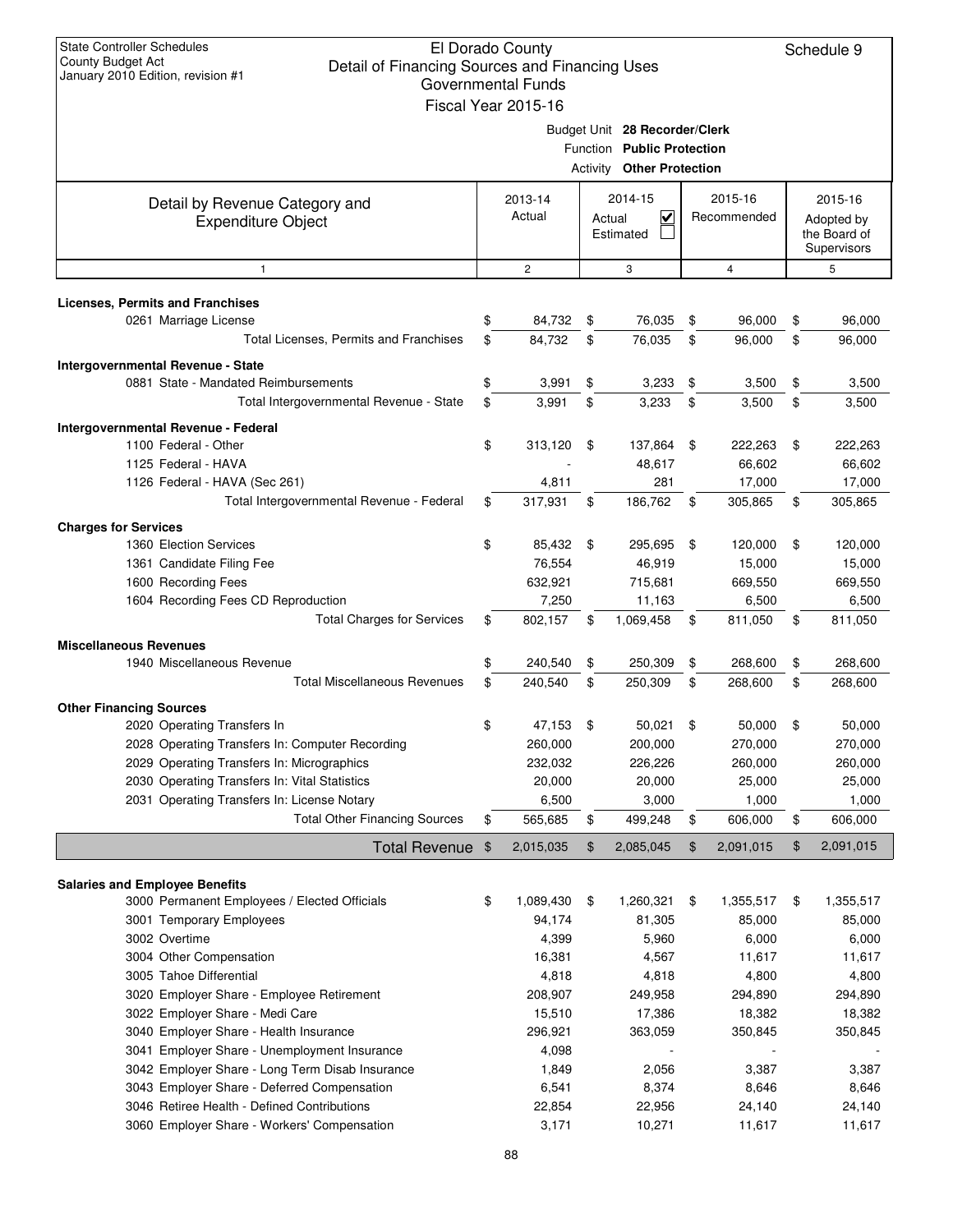State Controller Schedules
County Budget Act
January 2010 Edition, revision #1

# El Dorado County
## Detail of Financing Sources and Financing Uses
### Governmental Funds
### Fiscal Year 2015-16

Schedule 9

Budget Unit **28 Recorder/Clerk**
Function **Public Protection**
Activity **Other Protection**

| Detail by Revenue Category and Expenditure Object | 2013-14 Actual | 2014-15 Actual ☑ Estimated ☐ | 2015-16 Recommended | 2015-16 Adopted by the Board of Supervisors |
|---|---|---|---|---|
| 1 | 2 | 3 | 4 | 5 |
| **Licenses, Permits and Franchises** | | | | |
| 0261 Marriage License | $ 84,732 | $ 76,035 | $ 96,000 | $ 96,000 |
| Total Licenses, Permits and Franchises | $ 84,732 | $ 76,035 | $ 96,000 | $ 96,000 |
| **Intergovernmental Revenue - State** | | | | |
| 0881 State - Mandated Reimbursements | $ 3,991 | $ 3,233 | $ 3,500 | $ 3,500 |
| Total Intergovernmental Revenue - State | $ 3,991 | $ 3,233 | $ 3,500 | $ 3,500 |
| **Intergovernmental Revenue - Federal** | | | | |
| 1100 Federal - Other | $ 313,120 | $ 137,864 | $ 222,263 | $ 222,263 |
| 1125 Federal - HAVA | - | 48,617 | 66,602 | 66,602 |
| 1126 Federal - HAVA (Sec 261) | 4,811 | 281 | 17,000 | 17,000 |
| Total Intergovernmental Revenue - Federal | $ 317,931 | $ 186,762 | $ 305,865 | $ 305,865 |
| **Charges for Services** | | | | |
| 1360 Election Services | $ 85,432 | $ 295,695 | $ 120,000 | $ 120,000 |
| 1361 Candidate Filing Fee | 76,554 | 46,919 | 15,000 | 15,000 |
| 1600 Recording Fees | 632,921 | 715,681 | 669,550 | 669,550 |
| 1604 Recording Fees CD Reproduction | 7,250 | 11,163 | 6,500 | 6,500 |
| Total Charges for Services | $ 802,157 | $ 1,069,458 | $ 811,050 | $ 811,050 |
| **Miscellaneous Revenues** | | | | |
| 1940 Miscellaneous Revenue | $ 240,540 | $ 250,309 | $ 268,600 | $ 268,600 |
| Total Miscellaneous Revenues | $ 240,540 | $ 250,309 | $ 268,600 | $ 268,600 |
| **Other Financing Sources** | | | | |
| 2020 Operating Transfers In | $ 47,153 | $ 50,021 | $ 50,000 | $ 50,000 |
| 2028 Operating Transfers In: Computer Recording | 260,000 | 200,000 | 270,000 | 270,000 |
| 2029 Operating Transfers In: Micrographics | 232,032 | 226,226 | 260,000 | 260,000 |
| 2030 Operating Transfers In: Vital Statistics | 20,000 | 20,000 | 25,000 | 25,000 |
| 2031 Operating Transfers In: License Notary | 6,500 | 3,000 | 1,000 | 1,000 |
| Total Other Financing Sources | $ 565,685 | $ 499,248 | $ 606,000 | $ 606,000 |
| **Total Revenue** | $ 2,015,035 | $ 2,085,045 | $ 2,091,015 | $ 2,091,015 |
| **Salaries and Employee Benefits** | | | | |
| 3000 Permanent Employees / Elected Officials | $ 1,089,430 | $ 1,260,321 | $ 1,355,517 | $ 1,355,517 |
| 3001 Temporary Employees | 94,174 | 81,305 | 85,000 | 85,000 |
| 3002 Overtime | 4,399 | 5,960 | 6,000 | 6,000 |
| 3004 Other Compensation | 16,381 | 4,567 | 11,617 | 11,617 |
| 3005 Tahoe Differential | 4,818 | 4,818 | 4,800 | 4,800 |
| 3020 Employer Share - Employee Retirement | 208,907 | 249,958 | 294,890 | 294,890 |
| 3022 Employer Share - Medi Care | 15,510 | 17,386 | 18,382 | 18,382 |
| 3040 Employer Share - Health Insurance | 296,921 | 363,059 | 350,845 | 350,845 |
| 3041 Employer Share - Unemployment Insurance | 4,098 | - | - | - |
| 3042 Employer Share - Long Term Disab Insurance | 1,849 | 2,056 | 3,387 | 3,387 |
| 3043 Employer Share - Deferred Compensation | 6,541 | 8,374 | 8,646 | 8,646 |
| 3046 Retiree Health - Defined Contributions | 22,854 | 22,956 | 24,140 | 24,140 |
| 3060 Employer Share - Workers' Compensation | 3,171 | 10,271 | 11,617 | 11,617 |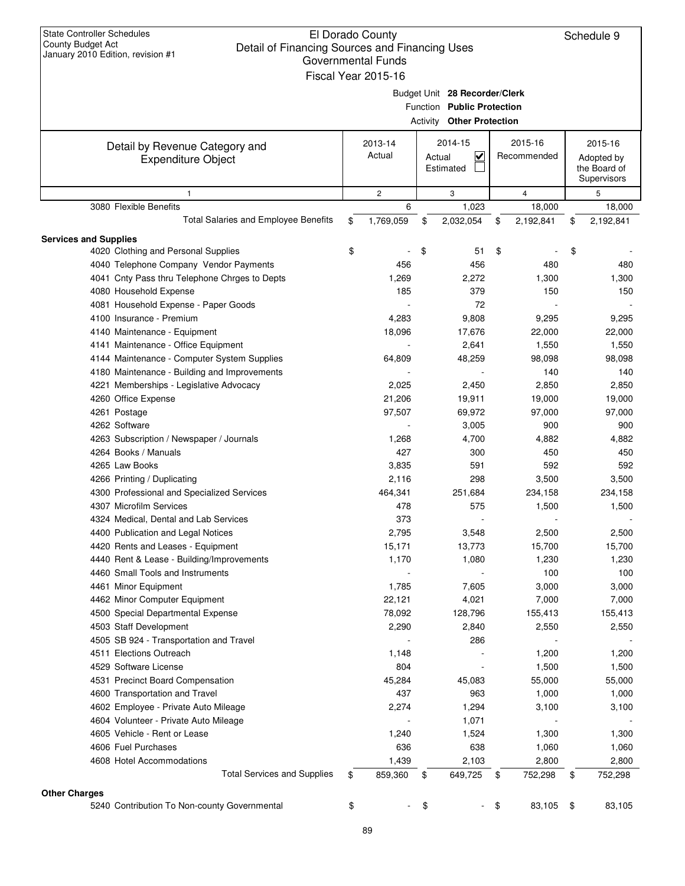State Controller Schedules
County Budget Act
January 2010 Edition, revision #1

# El Dorado County
## Detail of Financing Sources and Financing Uses
### Governmental Funds
### Fiscal Year 2015-16

Schedule 9

Budget Unit **28 Recorder/Clerk**
Function **Public Protection**
Activity **Other Protection**

| Detail by Revenue Category and Expenditure Object | 2013-14 Actual | 2014-15 Actual ☑ Estimated ☐ | 2015-16 Recommended | 2015-16 Adopted by the Board of Supervisors |
|---|---|---|---|---|
| 1 | 2 | 3 | 4 | 5 |
| 3080 Flexible Benefits | 6 | 1,023 | 18,000 | 18,000 |
| Total Salaries and Employee Benefits | $ 1,769,059 | $ 2,032,054 | $ 2,192,841 | $ 2,192,841 |
| **Services and Supplies** | | | | |
| 4020 Clothing and Personal Supplies | $ - | $ 51 | $ - | $ - |
| 4040 Telephone Company Vendor Payments | 456 | 456 | 480 | 480 |
| 4041 Cnty Pass thru Telephone Chrges to Depts | 1,269 | 2,272 | 1,300 | 1,300 |
| 4080 Household Expense | 185 | 379 | 150 | 150 |
| 4081 Household Expense - Paper Goods | - | 72 | - | - |
| 4100 Insurance - Premium | 4,283 | 9,808 | 9,295 | 9,295 |
| 4140 Maintenance - Equipment | 18,096 | 17,676 | 22,000 | 22,000 |
| 4141 Maintenance - Office Equipment | - | 2,641 | 1,550 | 1,550 |
| 4144 Maintenance - Computer System Supplies | 64,809 | 48,259 | 98,098 | 98,098 |
| 4180 Maintenance - Building and Improvements | - | - | 140 | 140 |
| 4221 Memberships - Legislative Advocacy | 2,025 | 2,450 | 2,850 | 2,850 |
| 4260 Office Expense | 21,206 | 19,911 | 19,000 | 19,000 |
| 4261 Postage | 97,507 | 69,972 | 97,000 | 97,000 |
| 4262 Software | - | 3,005 | 900 | 900 |
| 4263 Subscription / Newspaper / Journals | 1,268 | 4,700 | 4,882 | 4,882 |
| 4264 Books / Manuals | 427 | 300 | 450 | 450 |
| 4265 Law Books | 3,835 | 591 | 592 | 592 |
| 4266 Printing / Duplicating | 2,116 | 298 | 3,500 | 3,500 |
| 4300 Professional and Specialized Services | 464,341 | 251,684 | 234,158 | 234,158 |
| 4307 Microfilm Services | 478 | 575 | 1,500 | 1,500 |
| 4324 Medical, Dental and Lab Services | 373 | - | - | - |
| 4400 Publication and Legal Notices | 2,795 | 3,548 | 2,500 | 2,500 |
| 4420 Rents and Leases - Equipment | 15,171 | 13,773 | 15,700 | 15,700 |
| 4440 Rent & Lease - Building/Improvements | 1,170 | 1,080 | 1,230 | 1,230 |
| 4460 Small Tools and Instruments | - | - | 100 | 100 |
| 4461 Minor Equipment | 1,785 | 7,605 | 3,000 | 3,000 |
| 4462 Minor Computer Equipment | 22,121 | 4,021 | 7,000 | 7,000 |
| 4500 Special Departmental Expense | 78,092 | 128,796 | 155,413 | 155,413 |
| 4503 Staff Development | 2,290 | 2,840 | 2,550 | 2,550 |
| 4505 SB 924 - Transportation and Travel | - | 286 | - | - |
| 4511 Elections Outreach | 1,148 | - | 1,200 | 1,200 |
| 4529 Software License | 804 | - | 1,500 | 1,500 |
| 4531 Precinct Board Compensation | 45,284 | 45,083 | 55,000 | 55,000 |
| 4600 Transportation and Travel | 437 | 963 | 1,000 | 1,000 |
| 4602 Employee - Private Auto Mileage | 2,274 | 1,294 | 3,100 | 3,100 |
| 4604 Volunteer - Private Auto Mileage | - | 1,071 | - | - |
| 4605 Vehicle - Rent or Lease | 1,240 | 1,524 | 1,300 | 1,300 |
| 4606 Fuel Purchases | 636 | 638 | 1,060 | 1,060 |
| 4608 Hotel Accommodations | 1,439 | 2,103 | 2,800 | 2,800 |
| Total Services and Supplies | $ 859,360 | $ 649,725 | $ 752,298 | $ 752,298 |
| **Other Charges** | | | | |
| 5240 Contribution To Non-county Governmental | $ - | $ - | $ 83,105 | $ 83,105 |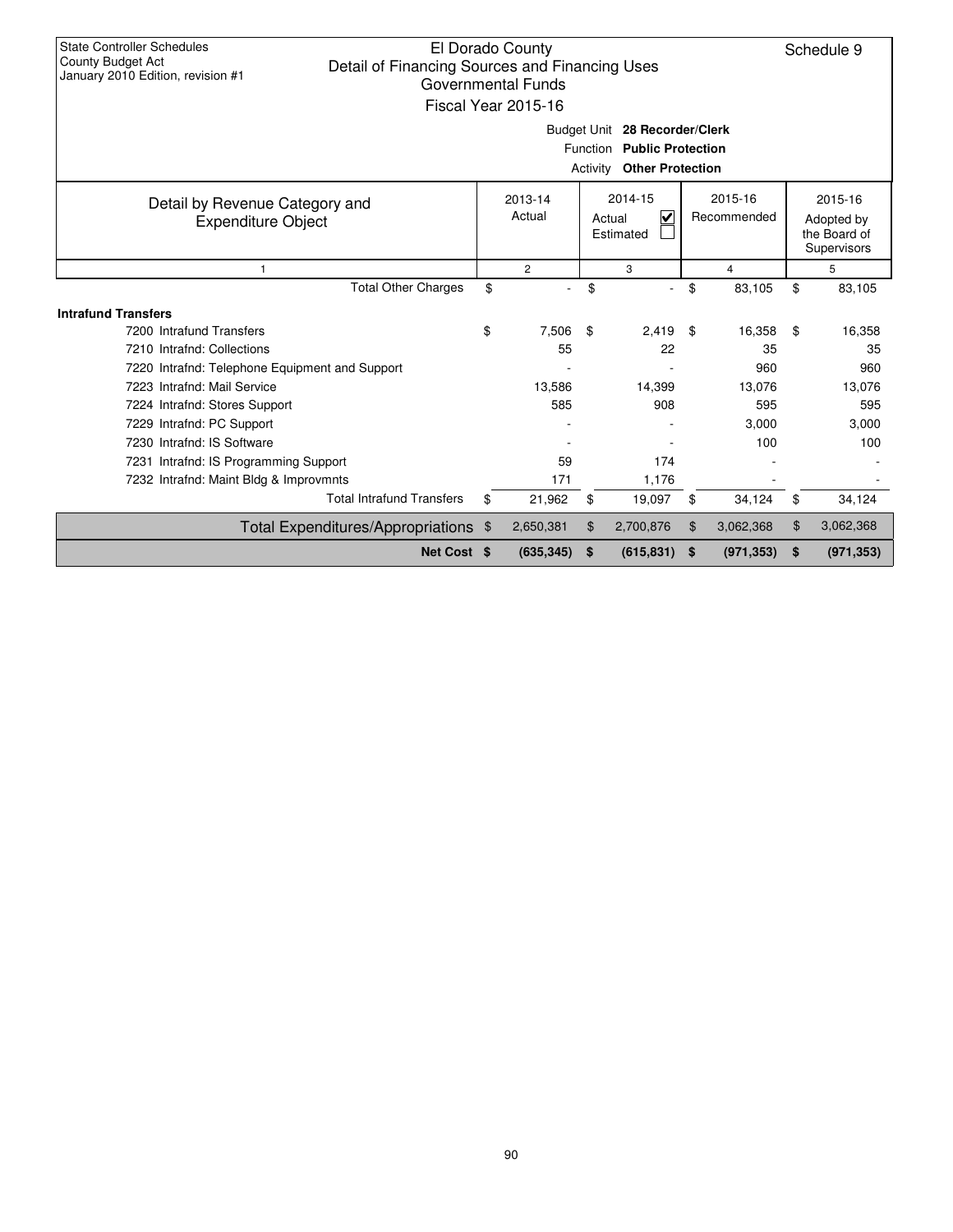State Controller Schedules
County Budget Act
January 2010 Edition, revision #1

El Dorado County
Detail of Financing Sources and Financing Uses
Governmental Funds
Fiscal Year 2015-16

Schedule 9

Budget Unit **28 Recorder/Clerk**
Function **Public Protection**
Activity **Other Protection**

| Detail by Revenue Category and Expenditure Object | 2013-14 Actual | 2014-15 Actual ☑ Estimated ☐ | 2015-16 Recommended | 2015-16 Adopted by the Board of Supervisors |
|---|---|---|---|---|
| 1 | 2 | 3 | 4 | 5 |
| Total Other Charges | $ - | $ - | $ 83,105 | $ 83,105 |
| **Intrafund Transfers** | | | | |
| 7200 Intrafund Transfers | $ 7,506 | $ 2,419 | $ 16,358 | $ 16,358 |
| 7210 Intrafnd: Collections | 55 | 22 | 35 | 35 |
| 7220 Intrafnd: Telephone Equipment and Support | - | - | 960 | 960 |
| 7223 Intrafnd: Mail Service | 13,586 | 14,399 | 13,076 | 13,076 |
| 7224 Intrafnd: Stores Support | 585 | 908 | 595 | 595 |
| 7229 Intrafnd: PC Support | - | - | 3,000 | 3,000 |
| 7230 Intrafnd: IS Software | - | - | 100 | 100 |
| 7231 Intrafnd: IS Programming Support | 59 | 174 | - | - |
| 7232 Intrafnd: Maint Bldg & Improvmnts | 171 | 1,176 | - | - |
| Total Intrafund Transfers | $ 21,962 | $ 19,097 | $ 34,124 | $ 34,124 |
| Total Expenditures/Appropriations | $ 2,650,381 | $ 2,700,876 | $ 3,062,368 | $ 3,062,368 |
| **Net Cost** | **$ (635,345)** | **$ (615,831)** | **$ (971,353)** | **$ (971,353)** |